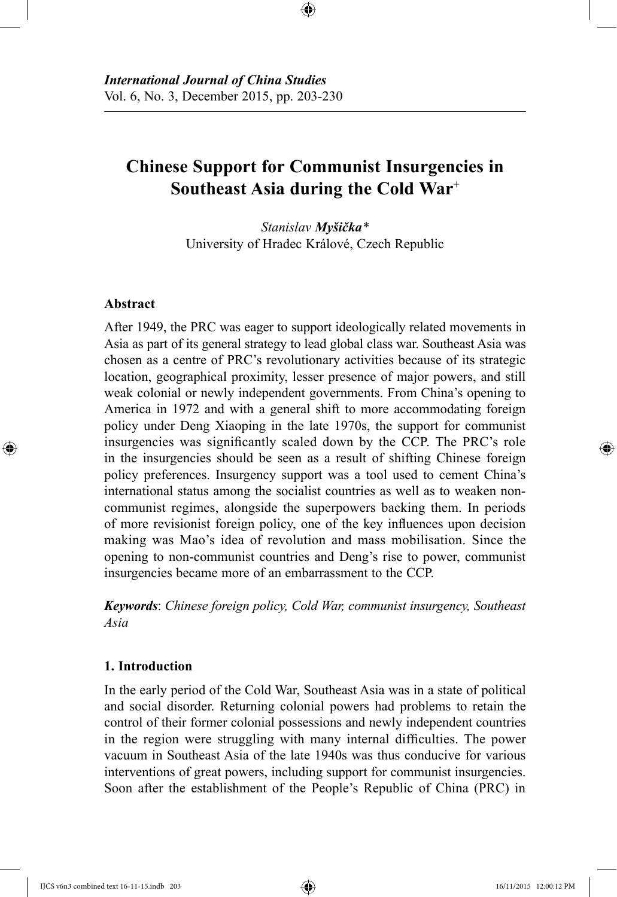*International Journal of China Studies*
Vol. 6, No. 3, December 2015, pp. 203-230

# Chinese Support for Communist Insurgencies in Southeast Asia during the Cold War[+]

*Stanislav **Myšička***
University of Hradec Králové, Czech Republic

## Abstract

After 1949, the PRC was eager to support ideologically related movements in Asia as part of its general strategy to lead global class war. Southeast Asia was chosen as a centre of PRC's revolutionary activities because of its strategic location, geographical proximity, lesser presence of major powers, and still weak colonial or newly independent governments. From China's opening to America in 1972 and with a general shift to more accommodating foreign policy under Deng Xiaoping in the late 1970s, the support for communist insurgencies was significantly scaled down by the CCP. The PRC's role in the insurgencies should be seen as a result of shifting Chinese foreign policy preferences. Insurgency support was a tool used to cement China's international status among the socialist countries as well as to weaken non-communist regimes, alongside the superpowers backing them. In periods of more revisionist foreign policy, one of the key influences upon decision making was Mao's idea of revolution and mass mobilisation. Since the opening to non-communist countries and Deng's rise to power, communist insurgencies became more of an embarrassment to the CCP.

***Keywords***: *Chinese foreign policy, Cold War, communist insurgency, Southeast Asia*

## 1. Introduction

In the early period of the Cold War, Southeast Asia was in a state of political and social disorder. Returning colonial powers had problems to retain the control of their former colonial possessions and newly independent countries in the region were struggling with many internal difficulties. The power vacuum in Southeast Asia of the late 1940s was thus conducive for various interventions of great powers, including support for communist insurgencies. Soon after the establishment of the People's Republic of China (PRC) in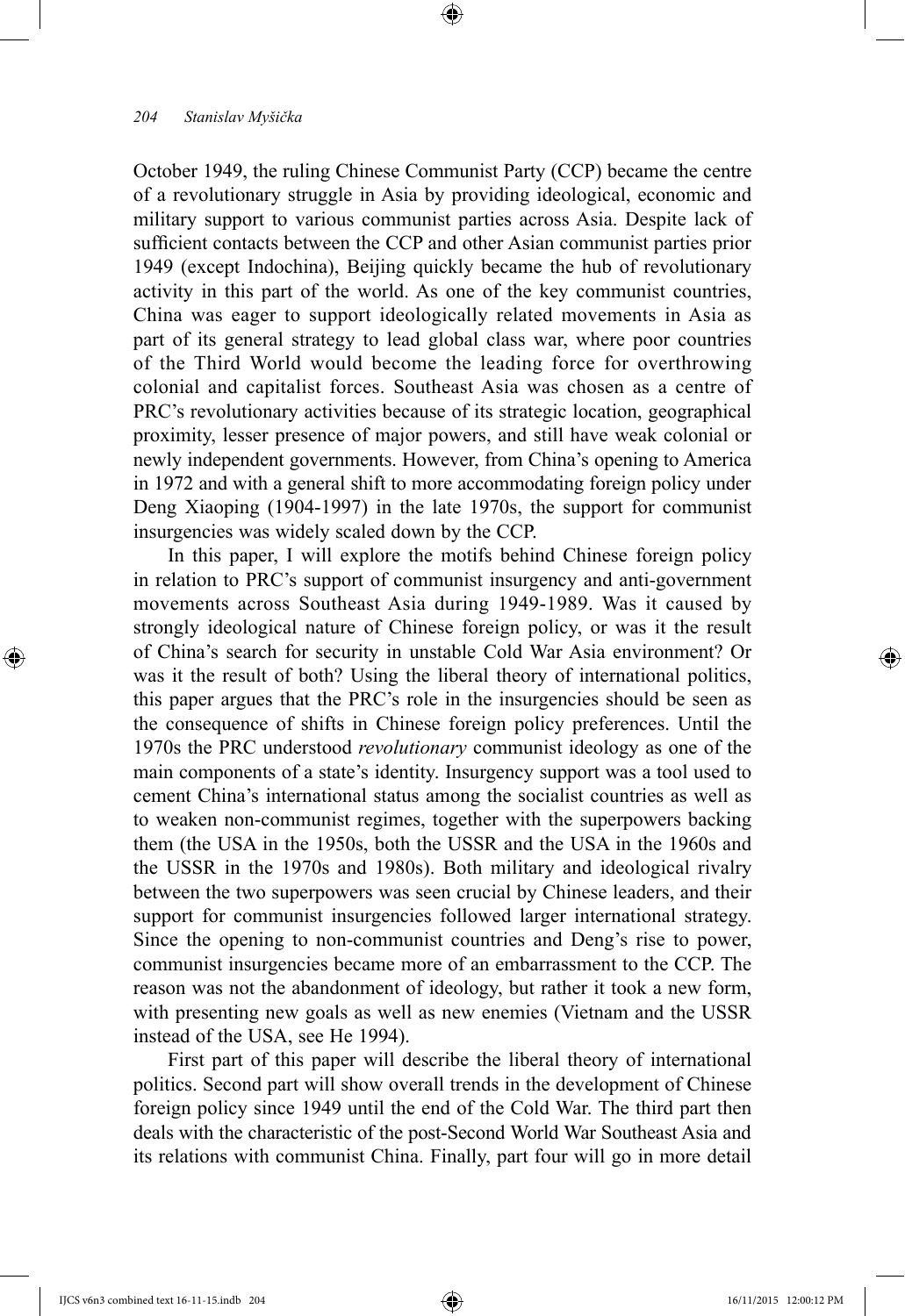October 1949, the ruling Chinese Communist Party (CCP) became the centre of a revolutionary struggle in Asia by providing ideological, economic and military support to various communist parties across Asia. Despite lack of sufficient contacts between the CCP and other Asian communist parties prior 1949 (except Indochina), Beijing quickly became the hub of revolutionary activity in this part of the world. As one of the key communist countries, China was eager to support ideologically related movements in Asia as part of its general strategy to lead global class war, where poor countries of the Third World would become the leading force for overthrowing colonial and capitalist forces. Southeast Asia was chosen as a centre of PRC's revolutionary activities because of its strategic location, geographical proximity, lesser presence of major powers, and still have weak colonial or newly independent governments. However, from China's opening to America in 1972 and with a general shift to more accommodating foreign policy under Deng Xiaoping (1904-1997) in the late 1970s, the support for communist insurgencies was widely scaled down by the CCP.

In this paper, I will explore the motifs behind Chinese foreign policy in relation to PRC's support of communist insurgency and anti-government movements across Southeast Asia during 1949-1989. Was it caused by strongly ideological nature of Chinese foreign policy, or was it the result of China's search for security in unstable Cold War Asia environment? Or was it the result of both? Using the liberal theory of international politics, this paper argues that the PRC's role in the insurgencies should be seen as the consequence of shifts in Chinese foreign policy preferences. Until the 1970s the PRC understood *revolutionary* communist ideology as one of the main components of a state's identity. Insurgency support was a tool used to cement China's international status among the socialist countries as well as to weaken non-communist regimes, together with the superpowers backing them (the USA in the 1950s, both the USSR and the USA in the 1960s and the USSR in the 1970s and 1980s). Both military and ideological rivalry between the two superpowers was seen crucial by Chinese leaders, and their support for communist insurgencies followed larger international strategy. Since the opening to non-communist countries and Deng's rise to power, communist insurgencies became more of an embarrassment to the CCP. The reason was not the abandonment of ideology, but rather it took a new form, with presenting new goals as well as new enemies (Vietnam and the USSR instead of the USA, see He 1994).

First part of this paper will describe the liberal theory of international politics. Second part will show overall trends in the development of Chinese foreign policy since 1949 until the end of the Cold War. The third part then deals with the characteristic of the post-Second World War Southeast Asia and its relations with communist China. Finally, part four will go in more detail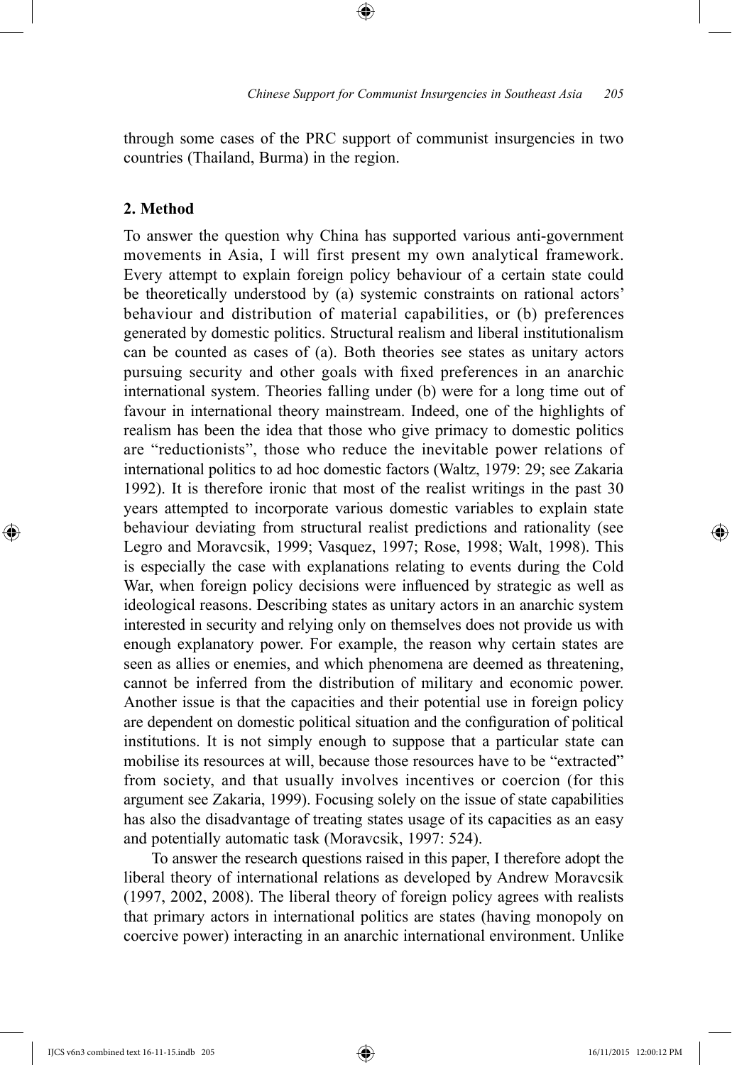through some cases of the PRC support of communist insurgencies in two countries (Thailand, Burma) in the region.

## 2. Method

To answer the question why China has supported various anti-government movements in Asia, I will first present my own analytical framework. Every attempt to explain foreign policy behaviour of a certain state could be theoretically understood by (a) systemic constraints on rational actors' behaviour and distribution of material capabilities, or (b) preferences generated by domestic politics. Structural realism and liberal institutionalism can be counted as cases of (a). Both theories see states as unitary actors pursuing security and other goals with fixed preferences in an anarchic international system. Theories falling under (b) were for a long time out of favour in international theory mainstream. Indeed, one of the highlights of realism has been the idea that those who give primacy to domestic politics are "reductionists", those who reduce the inevitable power relations of international politics to ad hoc domestic factors (Waltz, 1979: 29; see Zakaria 1992). It is therefore ironic that most of the realist writings in the past 30 years attempted to incorporate various domestic variables to explain state behaviour deviating from structural realist predictions and rationality (see Legro and Moravcsik, 1999; Vasquez, 1997; Rose, 1998; Walt, 1998). This is especially the case with explanations relating to events during the Cold War, when foreign policy decisions were influenced by strategic as well as ideological reasons. Describing states as unitary actors in an anarchic system interested in security and relying only on themselves does not provide us with enough explanatory power. For example, the reason why certain states are seen as allies or enemies, and which phenomena are deemed as threatening, cannot be inferred from the distribution of military and economic power. Another issue is that the capacities and their potential use in foreign policy are dependent on domestic political situation and the configuration of political institutions. It is not simply enough to suppose that a particular state can mobilise its resources at will, because those resources have to be "extracted" from society, and that usually involves incentives or coercion (for this argument see Zakaria, 1999). Focusing solely on the issue of state capabilities has also the disadvantage of treating states usage of its capacities as an easy and potentially automatic task (Moravcsik, 1997: 524).

To answer the research questions raised in this paper, I therefore adopt the liberal theory of international relations as developed by Andrew Moravcsik (1997, 2002, 2008). The liberal theory of foreign policy agrees with realists that primary actors in international politics are states (having monopoly on coercive power) interacting in an anarchic international environment. Unlike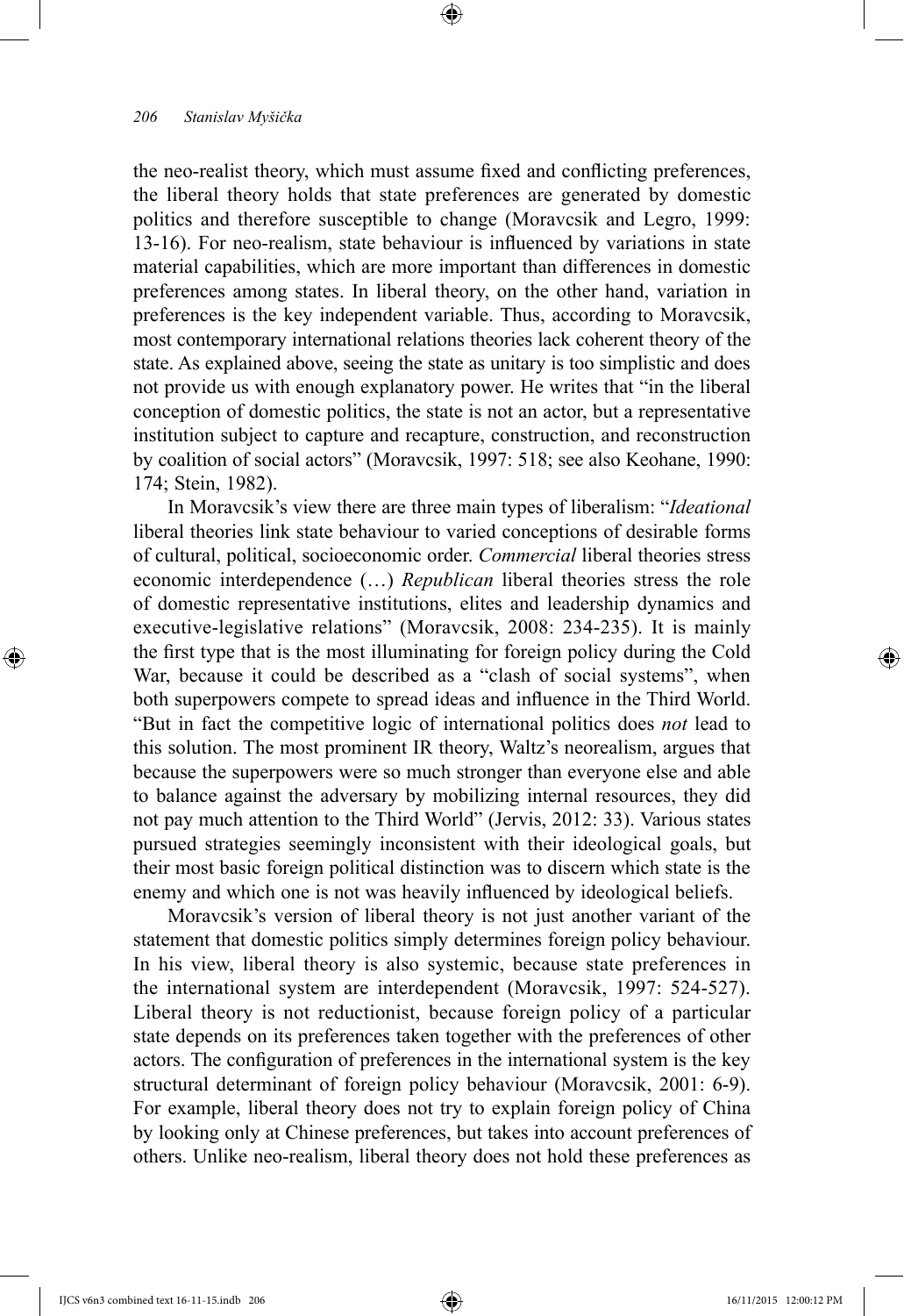the neo-realist theory, which must assume fixed and conflicting preferences, the liberal theory holds that state preferences are generated by domestic politics and therefore susceptible to change (Moravcsik and Legro, 1999: 13-16). For neo-realism, state behaviour is influenced by variations in state material capabilities, which are more important than differences in domestic preferences among states. In liberal theory, on the other hand, variation in preferences is the key independent variable. Thus, according to Moravcsik, most contemporary international relations theories lack coherent theory of the state. As explained above, seeing the state as unitary is too simplistic and does not provide us with enough explanatory power. He writes that "in the liberal conception of domestic politics, the state is not an actor, but a representative institution subject to capture and recapture, construction, and reconstruction by coalition of social actors" (Moravcsik, 1997: 518; see also Keohane, 1990: 174; Stein, 1982).

In Moravcsik's view there are three main types of liberalism: "*Ideational* liberal theories link state behaviour to varied conceptions of desirable forms of cultural, political, socioeconomic order. *Commercial* liberal theories stress economic interdependence (…) *Republican* liberal theories stress the role of domestic representative institutions, elites and leadership dynamics and executive-legislative relations" (Moravcsik, 2008: 234-235). It is mainly the first type that is the most illuminating for foreign policy during the Cold War, because it could be described as a "clash of social systems", when both superpowers compete to spread ideas and influence in the Third World. "But in fact the competitive logic of international politics does *not* lead to this solution. The most prominent IR theory, Waltz's neorealism, argues that because the superpowers were so much stronger than everyone else and able to balance against the adversary by mobilizing internal resources, they did not pay much attention to the Third World" (Jervis, 2012: 33). Various states pursued strategies seemingly inconsistent with their ideological goals, but their most basic foreign political distinction was to discern which state is the enemy and which one is not was heavily influenced by ideological beliefs.

Moravcsik's version of liberal theory is not just another variant of the statement that domestic politics simply determines foreign policy behaviour. In his view, liberal theory is also systemic, because state preferences in the international system are interdependent (Moravcsik, 1997: 524-527). Liberal theory is not reductionist, because foreign policy of a particular state depends on its preferences taken together with the preferences of other actors. The configuration of preferences in the international system is the key structural determinant of foreign policy behaviour (Moravcsik, 2001: 6-9). For example, liberal theory does not try to explain foreign policy of China by looking only at Chinese preferences, but takes into account preferences of others. Unlike neo-realism, liberal theory does not hold these preferences as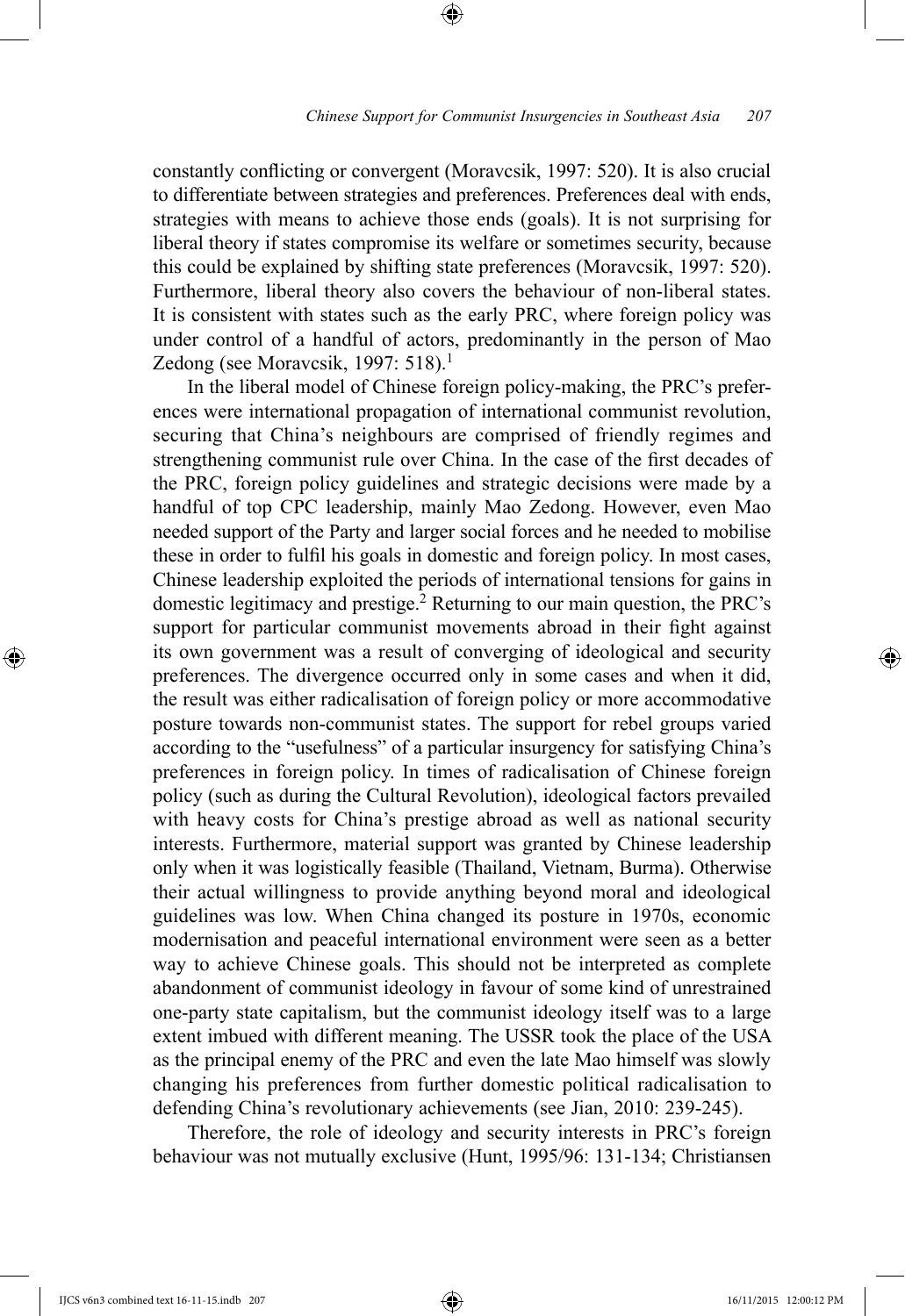constantly conflicting or convergent (Moravcsik, 1997: 520). It is also crucial to differentiate between strategies and preferences. Preferences deal with ends, strategies with means to achieve those ends (goals). It is not surprising for liberal theory if states compromise its welfare or sometimes security, because this could be explained by shifting state preferences (Moravcsik, 1997: 520). Furthermore, liberal theory also covers the behaviour of non-liberal states. It is consistent with states such as the early PRC, where foreign policy was under control of a handful of actors, predominantly in the person of Mao Zedong (see Moravcsik, 1997: 518).[1]

In the liberal model of Chinese foreign policy-making, the PRC's preferences were international propagation of international communist revolution, securing that China's neighbours are comprised of friendly regimes and strengthening communist rule over China. In the case of the first decades of the PRC, foreign policy guidelines and strategic decisions were made by a handful of top CPC leadership, mainly Mao Zedong. However, even Mao needed support of the Party and larger social forces and he needed to mobilise these in order to fulfil his goals in domestic and foreign policy. In most cases, Chinese leadership exploited the periods of international tensions for gains in domestic legitimacy and prestige.[2] Returning to our main question, the PRC's support for particular communist movements abroad in their fight against its own government was a result of converging of ideological and security preferences. The divergence occurred only in some cases and when it did, the result was either radicalisation of foreign policy or more accommodative posture towards non-communist states. The support for rebel groups varied according to the "usefulness" of a particular insurgency for satisfying China's preferences in foreign policy. In times of radicalisation of Chinese foreign policy (such as during the Cultural Revolution), ideological factors prevailed with heavy costs for China's prestige abroad as well as national security interests. Furthermore, material support was granted by Chinese leadership only when it was logistically feasible (Thailand, Vietnam, Burma). Otherwise their actual willingness to provide anything beyond moral and ideological guidelines was low. When China changed its posture in 1970s, economic modernisation and peaceful international environment were seen as a better way to achieve Chinese goals. This should not be interpreted as complete abandonment of communist ideology in favour of some kind of unrestrained one-party state capitalism, but the communist ideology itself was to a large extent imbued with different meaning. The USSR took the place of the USA as the principal enemy of the PRC and even the late Mao himself was slowly changing his preferences from further domestic political radicalisation to defending China's revolutionary achievements (see Jian, 2010: 239-245).

Therefore, the role of ideology and security interests in PRC's foreign behaviour was not mutually exclusive (Hunt, 1995/96: 131-134; Christiansen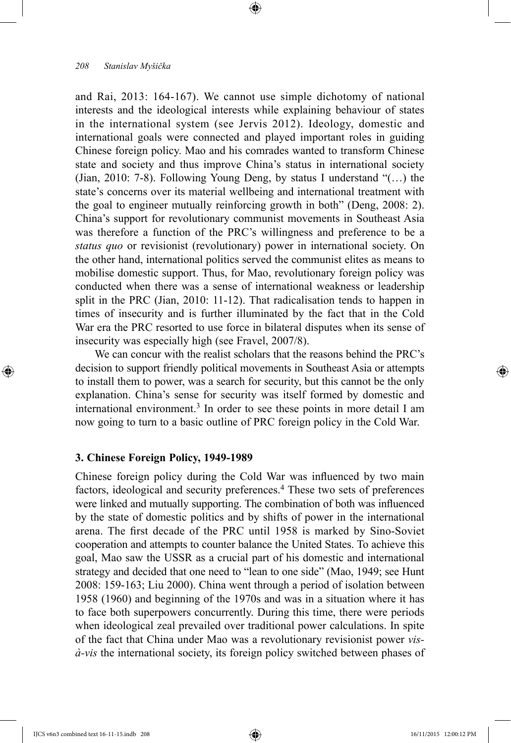and Rai, 2013: 164-167). We cannot use simple dichotomy of national interests and the ideological interests while explaining behaviour of states in the international system (see Jervis 2012). Ideology, domestic and international goals were connected and played important roles in guiding Chinese foreign policy. Mao and his comrades wanted to transform Chinese state and society and thus improve China's status in international society (Jian, 2010: 7-8). Following Young Deng, by status I understand "(…) the state's concerns over its material wellbeing and international treatment with the goal to engineer mutually reinforcing growth in both" (Deng, 2008: 2). China's support for revolutionary communist movements in Southeast Asia was therefore a function of the PRC's willingness and preference to be a *status quo* or revisionist (revolutionary) power in international society. On the other hand, international politics served the communist elites as means to mobilise domestic support. Thus, for Mao, revolutionary foreign policy was conducted when there was a sense of international weakness or leadership split in the PRC (Jian, 2010: 11-12). That radicalisation tends to happen in times of insecurity and is further illuminated by the fact that in the Cold War era the PRC resorted to use force in bilateral disputes when its sense of insecurity was especially high (see Fravel, 2007/8).

We can concur with the realist scholars that the reasons behind the PRC's decision to support friendly political movements in Southeast Asia or attempts to install them to power, was a search for security, but this cannot be the only explanation. China's sense for security was itself formed by domestic and international environment.[3] In order to see these points in more detail I am now going to turn to a basic outline of PRC foreign policy in the Cold War.

### 3. Chinese Foreign Policy, 1949-1989

Chinese foreign policy during the Cold War was influenced by two main factors, ideological and security preferences.[4] These two sets of preferences were linked and mutually supporting. The combination of both was influenced by the state of domestic politics and by shifts of power in the international arena. The first decade of the PRC until 1958 is marked by Sino-Soviet cooperation and attempts to counter balance the United States. To achieve this goal, Mao saw the USSR as a crucial part of his domestic and international strategy and decided that one need to "lean to one side" (Mao, 1949; see Hunt 2008: 159-163; Liu 2000). China went through a period of isolation between 1958 (1960) and beginning of the 1970s and was in a situation where it has to face both superpowers concurrently. During this time, there were periods when ideological zeal prevailed over traditional power calculations. In spite of the fact that China under Mao was a revolutionary revisionist power *vis-à-vis* the international society, its foreign policy switched between phases of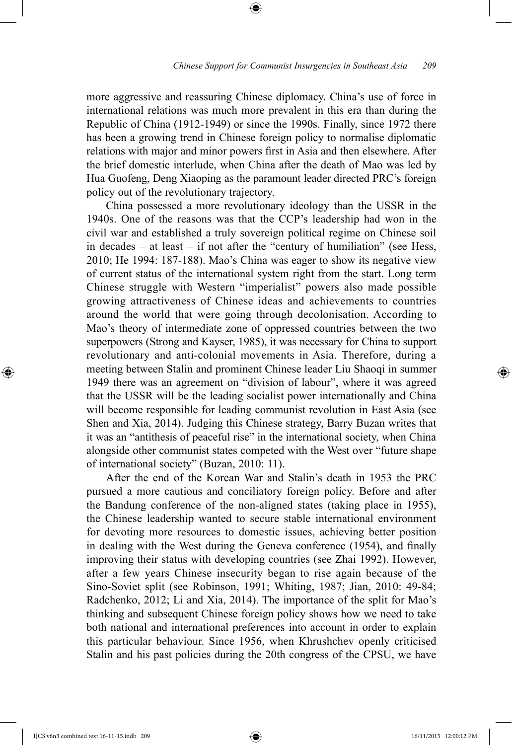more aggressive and reassuring Chinese diplomacy. China's use of force in international relations was much more prevalent in this era than during the Republic of China (1912-1949) or since the 1990s. Finally, since 1972 there has been a growing trend in Chinese foreign policy to normalise diplomatic relations with major and minor powers first in Asia and then elsewhere. After the brief domestic interlude, when China after the death of Mao was led by Hua Guofeng, Deng Xiaoping as the paramount leader directed PRC's foreign policy out of the revolutionary trajectory.

China possessed a more revolutionary ideology than the USSR in the 1940s. One of the reasons was that the CCP's leadership had won in the civil war and established a truly sovereign political regime on Chinese soil in decades – at least – if not after the "century of humiliation" (see Hess, 2010; He 1994: 187-188). Mao's China was eager to show its negative view of current status of the international system right from the start. Long term Chinese struggle with Western "imperialist" powers also made possible growing attractiveness of Chinese ideas and achievements to countries around the world that were going through decolonisation. According to Mao's theory of intermediate zone of oppressed countries between the two superpowers (Strong and Kayser, 1985), it was necessary for China to support revolutionary and anti-colonial movements in Asia. Therefore, during a meeting between Stalin and prominent Chinese leader Liu Shaoqi in summer 1949 there was an agreement on "division of labour", where it was agreed that the USSR will be the leading socialist power internationally and China will become responsible for leading communist revolution in East Asia (see Shen and Xia, 2014). Judging this Chinese strategy, Barry Buzan writes that it was an "antithesis of peaceful rise" in the international society, when China alongside other communist states competed with the West over "future shape of international society" (Buzan, 2010: 11).

After the end of the Korean War and Stalin's death in 1953 the PRC pursued a more cautious and conciliatory foreign policy. Before and after the Bandung conference of the non-aligned states (taking place in 1955), the Chinese leadership wanted to secure stable international environment for devoting more resources to domestic issues, achieving better position in dealing with the West during the Geneva conference (1954), and finally improving their status with developing countries (see Zhai 1992). However, after a few years Chinese insecurity began to rise again because of the Sino-Soviet split (see Robinson, 1991; Whiting, 1987; Jian, 2010: 49-84; Radchenko, 2012; Li and Xia, 2014). The importance of the split for Mao's thinking and subsequent Chinese foreign policy shows how we need to take both national and international preferences into account in order to explain this particular behaviour. Since 1956, when Khrushchev openly criticised Stalin and his past policies during the 20th congress of the CPSU, we have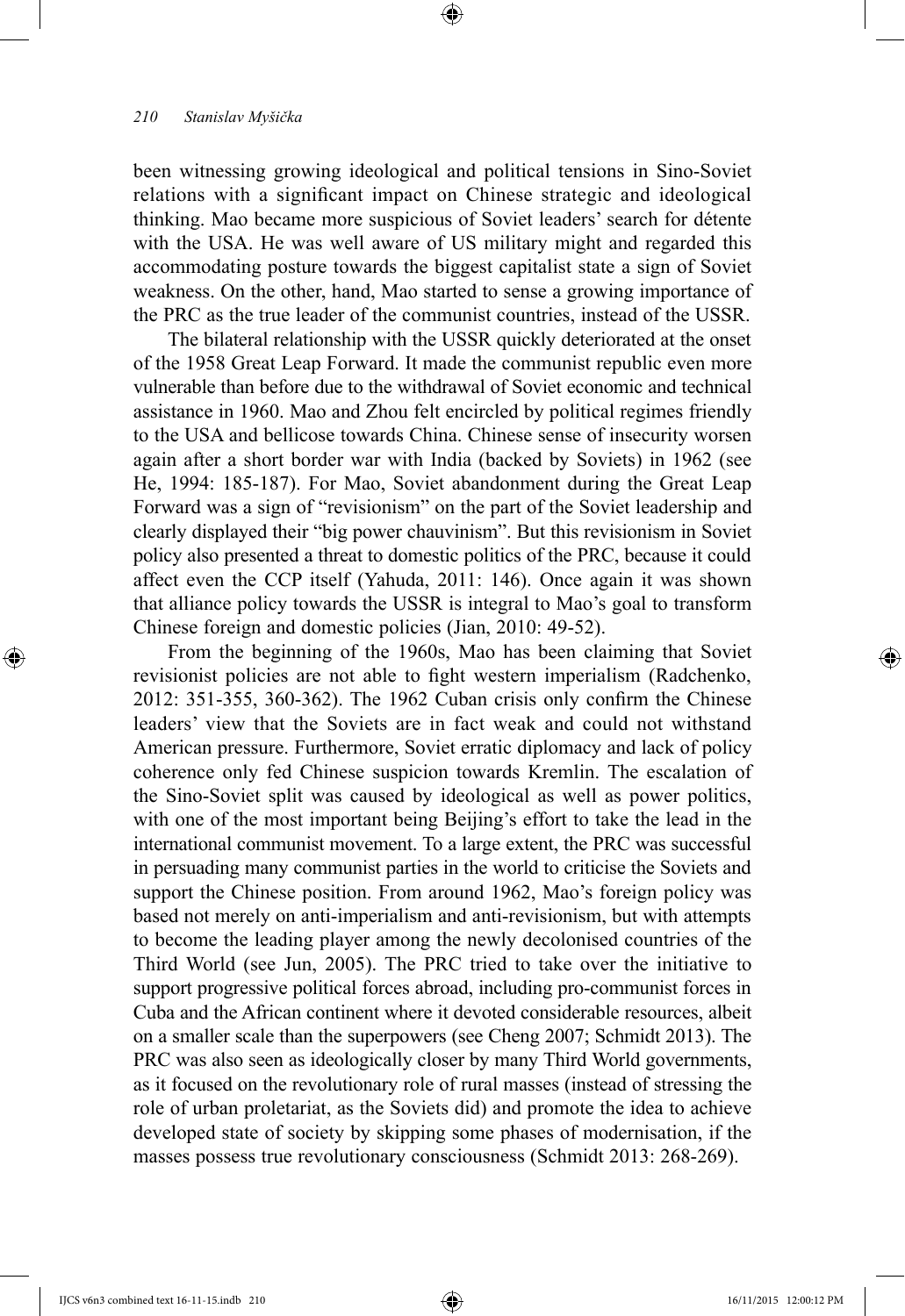been witnessing growing ideological and political tensions in Sino-Soviet relations with a significant impact on Chinese strategic and ideological thinking. Mao became more suspicious of Soviet leaders' search for détente with the USA. He was well aware of US military might and regarded this accommodating posture towards the biggest capitalist state a sign of Soviet weakness. On the other, hand, Mao started to sense a growing importance of the PRC as the true leader of the communist countries, instead of the USSR.

The bilateral relationship with the USSR quickly deteriorated at the onset of the 1958 Great Leap Forward. It made the communist republic even more vulnerable than before due to the withdrawal of Soviet economic and technical assistance in 1960. Mao and Zhou felt encircled by political regimes friendly to the USA and bellicose towards China. Chinese sense of insecurity worsen again after a short border war with India (backed by Soviets) in 1962 (see He, 1994: 185-187). For Mao, Soviet abandonment during the Great Leap Forward was a sign of "revisionism" on the part of the Soviet leadership and clearly displayed their "big power chauvinism". But this revisionism in Soviet policy also presented a threat to domestic politics of the PRC, because it could affect even the CCP itself (Yahuda, 2011: 146). Once again it was shown that alliance policy towards the USSR is integral to Mao's goal to transform Chinese foreign and domestic policies (Jian, 2010: 49-52).

From the beginning of the 1960s, Mao has been claiming that Soviet revisionist policies are not able to fight western imperialism (Radchenko, 2012: 351-355, 360-362). The 1962 Cuban crisis only confirm the Chinese leaders' view that the Soviets are in fact weak and could not withstand American pressure. Furthermore, Soviet erratic diplomacy and lack of policy coherence only fed Chinese suspicion towards Kremlin. The escalation of the Sino-Soviet split was caused by ideological as well as power politics, with one of the most important being Beijing's effort to take the lead in the international communist movement. To a large extent, the PRC was successful in persuading many communist parties in the world to criticise the Soviets and support the Chinese position. From around 1962, Mao's foreign policy was based not merely on anti-imperialism and anti-revisionism, but with attempts to become the leading player among the newly decolonised countries of the Third World (see Jun, 2005). The PRC tried to take over the initiative to support progressive political forces abroad, including pro-communist forces in Cuba and the African continent where it devoted considerable resources, albeit on a smaller scale than the superpowers (see Cheng 2007; Schmidt 2013). The PRC was also seen as ideologically closer by many Third World governments, as it focused on the revolutionary role of rural masses (instead of stressing the role of urban proletariat, as the Soviets did) and promote the idea to achieve developed state of society by skipping some phases of modernisation, if the masses possess true revolutionary consciousness (Schmidt 2013: 268-269).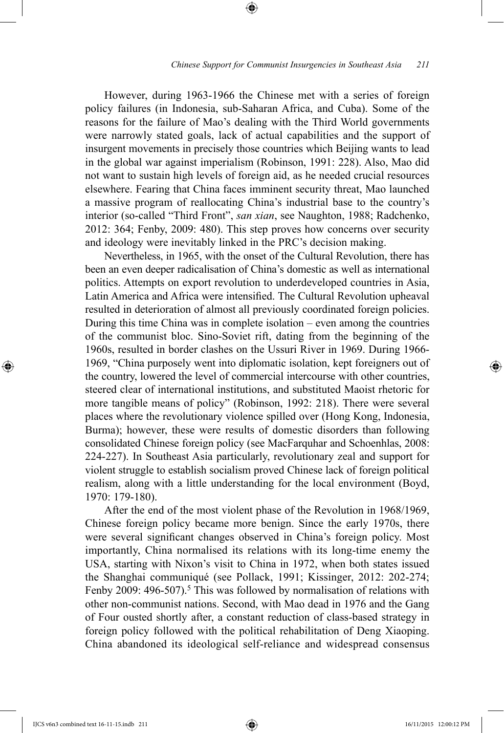However, during 1963-1966 the Chinese met with a series of foreign policy failures (in Indonesia, sub-Saharan Africa, and Cuba). Some of the reasons for the failure of Mao's dealing with the Third World governments were narrowly stated goals, lack of actual capabilities and the support of insurgent movements in precisely those countries which Beijing wants to lead in the global war against imperialism (Robinson, 1991: 228). Also, Mao did not want to sustain high levels of foreign aid, as he needed crucial resources elsewhere. Fearing that China faces imminent security threat, Mao launched a massive program of reallocating China's industrial base to the country's interior (so-called "Third Front", *san xian*, see Naughton, 1988; Radchenko, 2012: 364; Fenby, 2009: 480). This step proves how concerns over security and ideology were inevitably linked in the PRC's decision making.

Nevertheless, in 1965, with the onset of the Cultural Revolution, there has been an even deeper radicalisation of China's domestic as well as international politics. Attempts on export revolution to underdeveloped countries in Asia, Latin America and Africa were intensified. The Cultural Revolution upheaval resulted in deterioration of almost all previously coordinated foreign policies. During this time China was in complete isolation – even among the countries of the communist bloc. Sino-Soviet rift, dating from the beginning of the 1960s, resulted in border clashes on the Ussuri River in 1969. During 1966-1969, "China purposely went into diplomatic isolation, kept foreigners out of the country, lowered the level of commercial intercourse with other countries, steered clear of international institutions, and substituted Maoist rhetoric for more tangible means of policy" (Robinson, 1992: 218). There were several places where the revolutionary violence spilled over (Hong Kong, Indonesia, Burma); however, these were results of domestic disorders than following consolidated Chinese foreign policy (see MacFarquhar and Schoenhlas, 2008: 224-227). In Southeast Asia particularly, revolutionary zeal and support for violent struggle to establish socialism proved Chinese lack of foreign political realism, along with a little understanding for the local environment (Boyd, 1970: 179-180).

After the end of the most violent phase of the Revolution in 1968/1969, Chinese foreign policy became more benign. Since the early 1970s, there were several significant changes observed in China's foreign policy. Most importantly, China normalised its relations with its long-time enemy the USA, starting with Nixon's visit to China in 1972, when both states issued the Shanghai communiqué (see Pollack, 1991; Kissinger, 2012: 202-274; Fenby 2009: 496-507).[5] This was followed by normalisation of relations with other non-communist nations. Second, with Mao dead in 1976 and the Gang of Four ousted shortly after, a constant reduction of class-based strategy in foreign policy followed with the political rehabilitation of Deng Xiaoping. China abandoned its ideological self-reliance and widespread consensus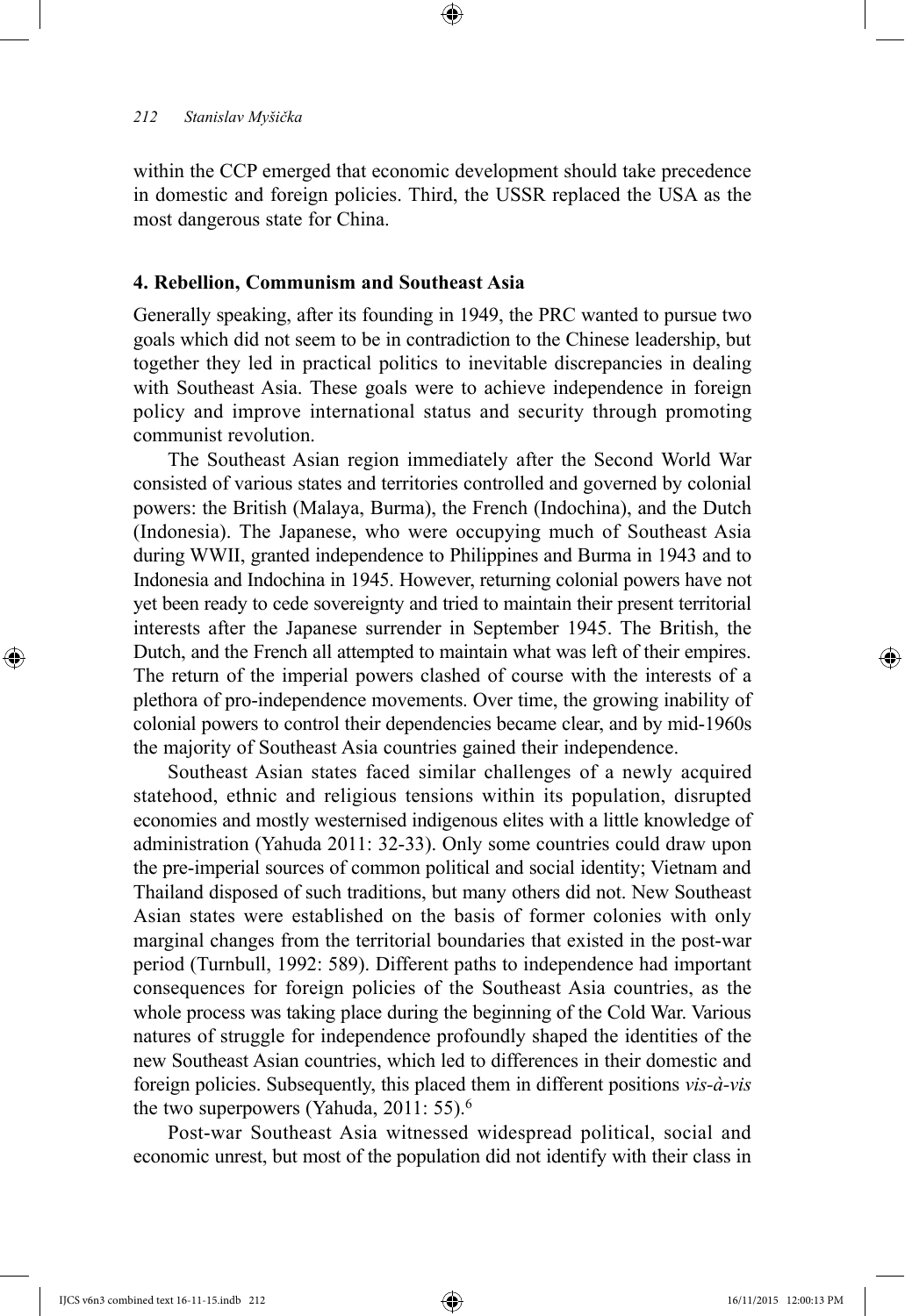within the CCP emerged that economic development should take precedence in domestic and foreign policies. Third, the USSR replaced the USA as the most dangerous state for China.

## 4. Rebellion, Communism and Southeast Asia

Generally speaking, after its founding in 1949, the PRC wanted to pursue two goals which did not seem to be in contradiction to the Chinese leadership, but together they led in practical politics to inevitable discrepancies in dealing with Southeast Asia. These goals were to achieve independence in foreign policy and improve international status and security through promoting communist revolution.

The Southeast Asian region immediately after the Second World War consisted of various states and territories controlled and governed by colonial powers: the British (Malaya, Burma), the French (Indochina), and the Dutch (Indonesia). The Japanese, who were occupying much of Southeast Asia during WWII, granted independence to Philippines and Burma in 1943 and to Indonesia and Indochina in 1945. However, returning colonial powers have not yet been ready to cede sovereignty and tried to maintain their present territorial interests after the Japanese surrender in September 1945. The British, the Dutch, and the French all attempted to maintain what was left of their empires. The return of the imperial powers clashed of course with the interests of a plethora of pro-independence movements. Over time, the growing inability of colonial powers to control their dependencies became clear, and by mid-1960s the majority of Southeast Asia countries gained their independence.

Southeast Asian states faced similar challenges of a newly acquired statehood, ethnic and religious tensions within its population, disrupted economies and mostly westernised indigenous elites with a little knowledge of administration (Yahuda 2011: 32-33). Only some countries could draw upon the pre-imperial sources of common political and social identity; Vietnam and Thailand disposed of such traditions, but many others did not. New Southeast Asian states were established on the basis of former colonies with only marginal changes from the territorial boundaries that existed in the post-war period (Turnbull, 1992: 589). Different paths to independence had important consequences for foreign policies of the Southeast Asia countries, as the whole process was taking place during the beginning of the Cold War. Various natures of struggle for independence profoundly shaped the identities of the new Southeast Asian countries, which led to differences in their domestic and foreign policies. Subsequently, this placed them in different positions *vis-à-vis* the two superpowers (Yahuda, 2011: 55).[6]

Post-war Southeast Asia witnessed widespread political, social and economic unrest, but most of the population did not identify with their class in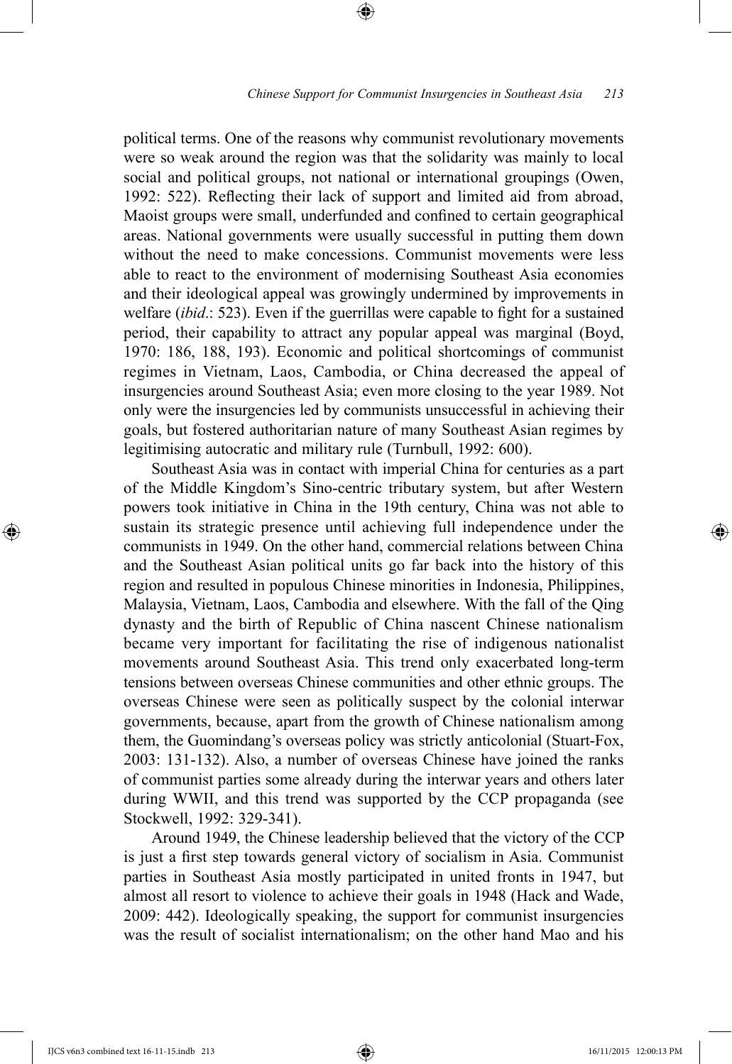political terms. One of the reasons why communist revolutionary movements were so weak around the region was that the solidarity was mainly to local social and political groups, not national or international groupings (Owen, 1992: 522). Reflecting their lack of support and limited aid from abroad, Maoist groups were small, underfunded and confined to certain geographical areas. National governments were usually successful in putting them down without the need to make concessions. Communist movements were less able to react to the environment of modernising Southeast Asia economies and their ideological appeal was growingly undermined by improvements in welfare (*ibid*.: 523). Even if the guerrillas were capable to fight for a sustained period, their capability to attract any popular appeal was marginal (Boyd, 1970: 186, 188, 193). Economic and political shortcomings of communist regimes in Vietnam, Laos, Cambodia, or China decreased the appeal of insurgencies around Southeast Asia; even more closing to the year 1989. Not only were the insurgencies led by communists unsuccessful in achieving their goals, but fostered authoritarian nature of many Southeast Asian regimes by legitimising autocratic and military rule (Turnbull, 1992: 600).

Southeast Asia was in contact with imperial China for centuries as a part of the Middle Kingdom's Sino-centric tributary system, but after Western powers took initiative in China in the 19th century, China was not able to sustain its strategic presence until achieving full independence under the communists in 1949. On the other hand, commercial relations between China and the Southeast Asian political units go far back into the history of this region and resulted in populous Chinese minorities in Indonesia, Philippines, Malaysia, Vietnam, Laos, Cambodia and elsewhere. With the fall of the Qing dynasty and the birth of Republic of China nascent Chinese nationalism became very important for facilitating the rise of indigenous nationalist movements around Southeast Asia. This trend only exacerbated long-term tensions between overseas Chinese communities and other ethnic groups. The overseas Chinese were seen as politically suspect by the colonial interwar governments, because, apart from the growth of Chinese nationalism among them, the Guomindang's overseas policy was strictly anticolonial (Stuart-Fox, 2003: 131-132). Also, a number of overseas Chinese have joined the ranks of communist parties some already during the interwar years and others later during WWII, and this trend was supported by the CCP propaganda (see Stockwell, 1992: 329-341).

Around 1949, the Chinese leadership believed that the victory of the CCP is just a first step towards general victory of socialism in Asia. Communist parties in Southeast Asia mostly participated in united fronts in 1947, but almost all resort to violence to achieve their goals in 1948 (Hack and Wade, 2009: 442). Ideologically speaking, the support for communist insurgencies was the result of socialist internationalism; on the other hand Mao and his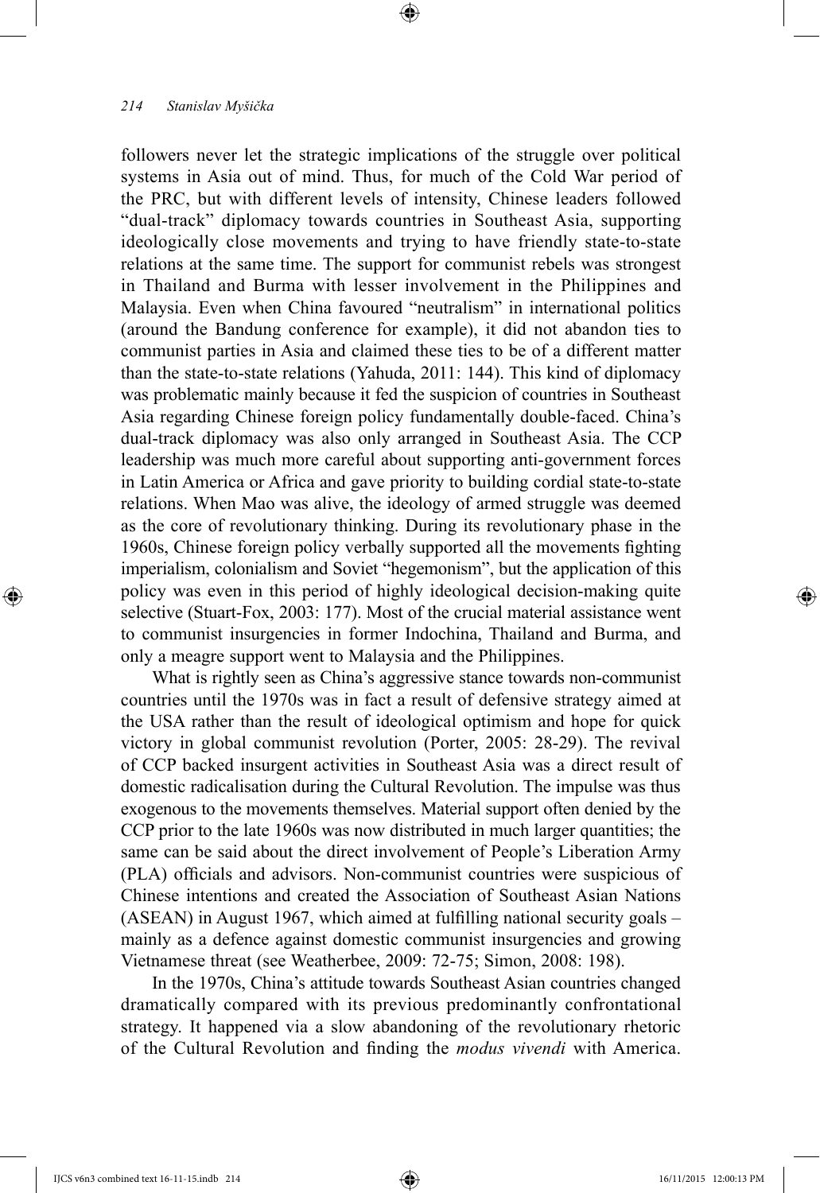followers never let the strategic implications of the struggle over political systems in Asia out of mind. Thus, for much of the Cold War period of the PRC, but with different levels of intensity, Chinese leaders followed "dual-track" diplomacy towards countries in Southeast Asia, supporting ideologically close movements and trying to have friendly state-to-state relations at the same time. The support for communist rebels was strongest in Thailand and Burma with lesser involvement in the Philippines and Malaysia. Even when China favoured "neutralism" in international politics (around the Bandung conference for example), it did not abandon ties to communist parties in Asia and claimed these ties to be of a different matter than the state-to-state relations (Yahuda, 2011: 144). This kind of diplomacy was problematic mainly because it fed the suspicion of countries in Southeast Asia regarding Chinese foreign policy fundamentally double-faced. China's dual-track diplomacy was also only arranged in Southeast Asia. The CCP leadership was much more careful about supporting anti-government forces in Latin America or Africa and gave priority to building cordial state-to-state relations. When Mao was alive, the ideology of armed struggle was deemed as the core of revolutionary thinking. During its revolutionary phase in the 1960s, Chinese foreign policy verbally supported all the movements fighting imperialism, colonialism and Soviet "hegemonism", but the application of this policy was even in this period of highly ideological decision-making quite selective (Stuart-Fox, 2003: 177). Most of the crucial material assistance went to communist insurgencies in former Indochina, Thailand and Burma, and only a meagre support went to Malaysia and the Philippines.

What is rightly seen as China's aggressive stance towards non-communist countries until the 1970s was in fact a result of defensive strategy aimed at the USA rather than the result of ideological optimism and hope for quick victory in global communist revolution (Porter, 2005: 28-29). The revival of CCP backed insurgent activities in Southeast Asia was a direct result of domestic radicalisation during the Cultural Revolution. The impulse was thus exogenous to the movements themselves. Material support often denied by the CCP prior to the late 1960s was now distributed in much larger quantities; the same can be said about the direct involvement of People's Liberation Army (PLA) officials and advisors. Non-communist countries were suspicious of Chinese intentions and created the Association of Southeast Asian Nations (ASEAN) in August 1967, which aimed at fulfilling national security goals – mainly as a defence against domestic communist insurgencies and growing Vietnamese threat (see Weatherbee, 2009: 72-75; Simon, 2008: 198).

In the 1970s, China's attitude towards Southeast Asian countries changed dramatically compared with its previous predominantly confrontational strategy. It happened via a slow abandoning of the revolutionary rhetoric of the Cultural Revolution and finding the *modus vivendi* with America.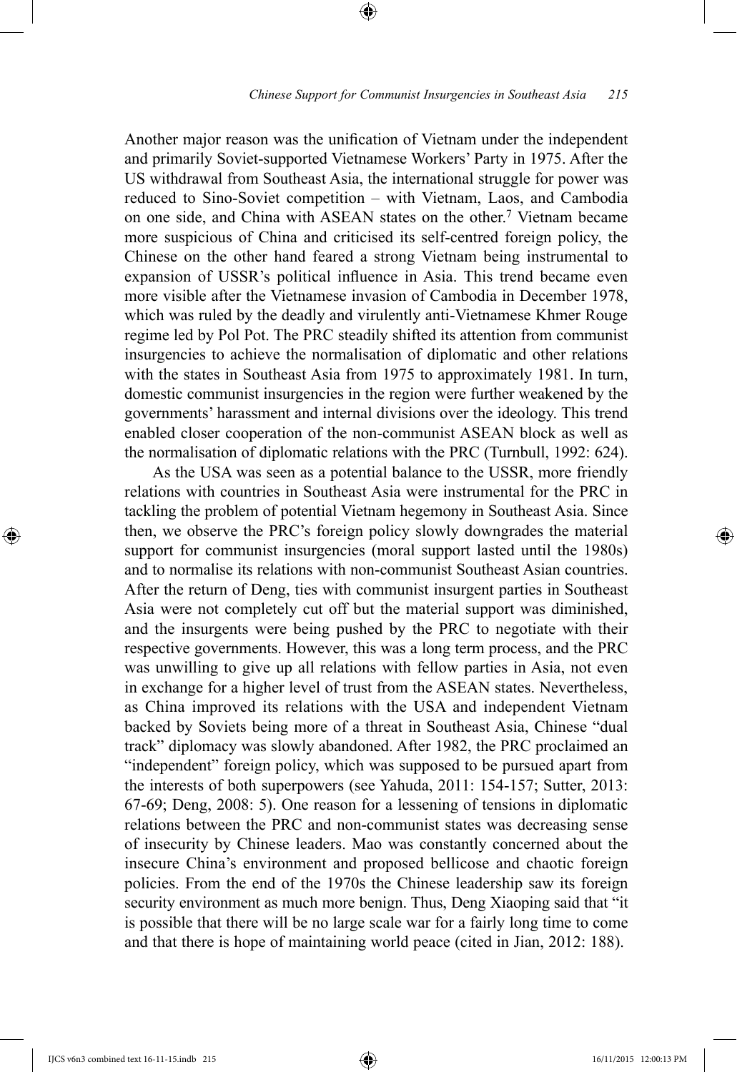Another major reason was the unification of Vietnam under the independent and primarily Soviet-supported Vietnamese Workers' Party in 1975. After the US withdrawal from Southeast Asia, the international struggle for power was reduced to Sino-Soviet competition – with Vietnam, Laos, and Cambodia on one side, and China with ASEAN states on the other.[7] Vietnam became more suspicious of China and criticised its self-centred foreign policy, the Chinese on the other hand feared a strong Vietnam being instrumental to expansion of USSR's political influence in Asia. This trend became even more visible after the Vietnamese invasion of Cambodia in December 1978, which was ruled by the deadly and virulently anti-Vietnamese Khmer Rouge regime led by Pol Pot. The PRC steadily shifted its attention from communist insurgencies to achieve the normalisation of diplomatic and other relations with the states in Southeast Asia from 1975 to approximately 1981. In turn, domestic communist insurgencies in the region were further weakened by the governments' harassment and internal divisions over the ideology. This trend enabled closer cooperation of the non-communist ASEAN block as well as the normalisation of diplomatic relations with the PRC (Turnbull, 1992: 624).

As the USA was seen as a potential balance to the USSR, more friendly relations with countries in Southeast Asia were instrumental for the PRC in tackling the problem of potential Vietnam hegemony in Southeast Asia. Since then, we observe the PRC's foreign policy slowly downgrades the material support for communist insurgencies (moral support lasted until the 1980s) and to normalise its relations with non-communist Southeast Asian countries. After the return of Deng, ties with communist insurgent parties in Southeast Asia were not completely cut off but the material support was diminished, and the insurgents were being pushed by the PRC to negotiate with their respective governments. However, this was a long term process, and the PRC was unwilling to give up all relations with fellow parties in Asia, not even in exchange for a higher level of trust from the ASEAN states. Nevertheless, as China improved its relations with the USA and independent Vietnam backed by Soviets being more of a threat in Southeast Asia, Chinese "dual track" diplomacy was slowly abandoned. After 1982, the PRC proclaimed an "independent" foreign policy, which was supposed to be pursued apart from the interests of both superpowers (see Yahuda, 2011: 154-157; Sutter, 2013: 67-69; Deng, 2008: 5). One reason for a lessening of tensions in diplomatic relations between the PRC and non-communist states was decreasing sense of insecurity by Chinese leaders. Mao was constantly concerned about the insecure China's environment and proposed bellicose and chaotic foreign policies. From the end of the 1970s the Chinese leadership saw its foreign security environment as much more benign. Thus, Deng Xiaoping said that "it is possible that there will be no large scale war for a fairly long time to come and that there is hope of maintaining world peace (cited in Jian, 2012: 188).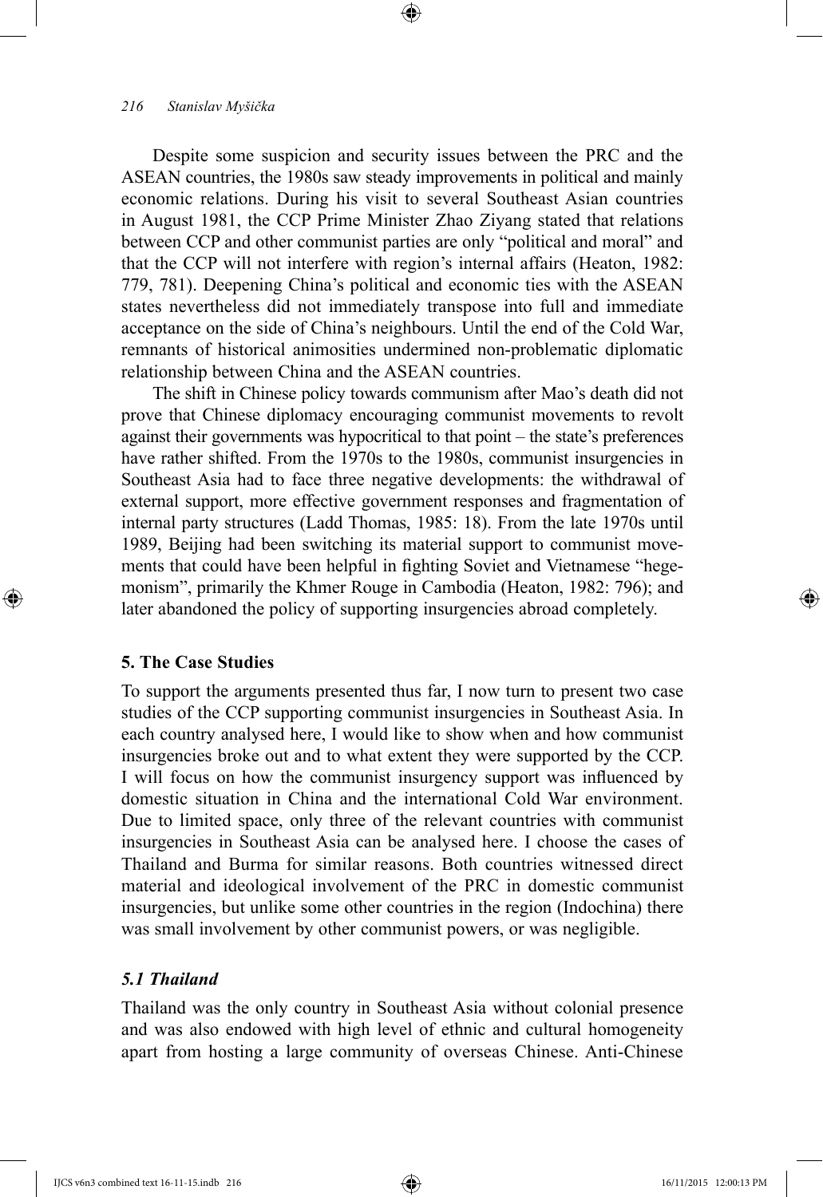Despite some suspicion and security issues between the PRC and the ASEAN countries, the 1980s saw steady improvements in political and mainly economic relations. During his visit to several Southeast Asian countries in August 1981, the CCP Prime Minister Zhao Ziyang stated that relations between CCP and other communist parties are only "political and moral" and that the CCP will not interfere with region's internal affairs (Heaton, 1982: 779, 781). Deepening China's political and economic ties with the ASEAN states nevertheless did not immediately transpose into full and immediate acceptance on the side of China's neighbours. Until the end of the Cold War, remnants of historical animosities undermined non-problematic diplomatic relationship between China and the ASEAN countries.

The shift in Chinese policy towards communism after Mao's death did not prove that Chinese diplomacy encouraging communist movements to revolt against their governments was hypocritical to that point – the state's preferences have rather shifted. From the 1970s to the 1980s, communist insurgencies in Southeast Asia had to face three negative developments: the withdrawal of external support, more effective government responses and fragmentation of internal party structures (Ladd Thomas, 1985: 18). From the late 1970s until 1989, Beijing had been switching its material support to communist movements that could have been helpful in fighting Soviet and Vietnamese "hegemonism", primarily the Khmer Rouge in Cambodia (Heaton, 1982: 796); and later abandoned the policy of supporting insurgencies abroad completely.

## 5. The Case Studies

To support the arguments presented thus far, I now turn to present two case studies of the CCP supporting communist insurgencies in Southeast Asia. In each country analysed here, I would like to show when and how communist insurgencies broke out and to what extent they were supported by the CCP. I will focus on how the communist insurgency support was influenced by domestic situation in China and the international Cold War environment. Due to limited space, only three of the relevant countries with communist insurgencies in Southeast Asia can be analysed here. I choose the cases of Thailand and Burma for similar reasons. Both countries witnessed direct material and ideological involvement of the PRC in domestic communist insurgencies, but unlike some other countries in the region (Indochina) there was small involvement by other communist powers, or was negligible.

### *5.1 Thailand*

Thailand was the only country in Southeast Asia without colonial presence and was also endowed with high level of ethnic and cultural homogeneity apart from hosting a large community of overseas Chinese. Anti-Chinese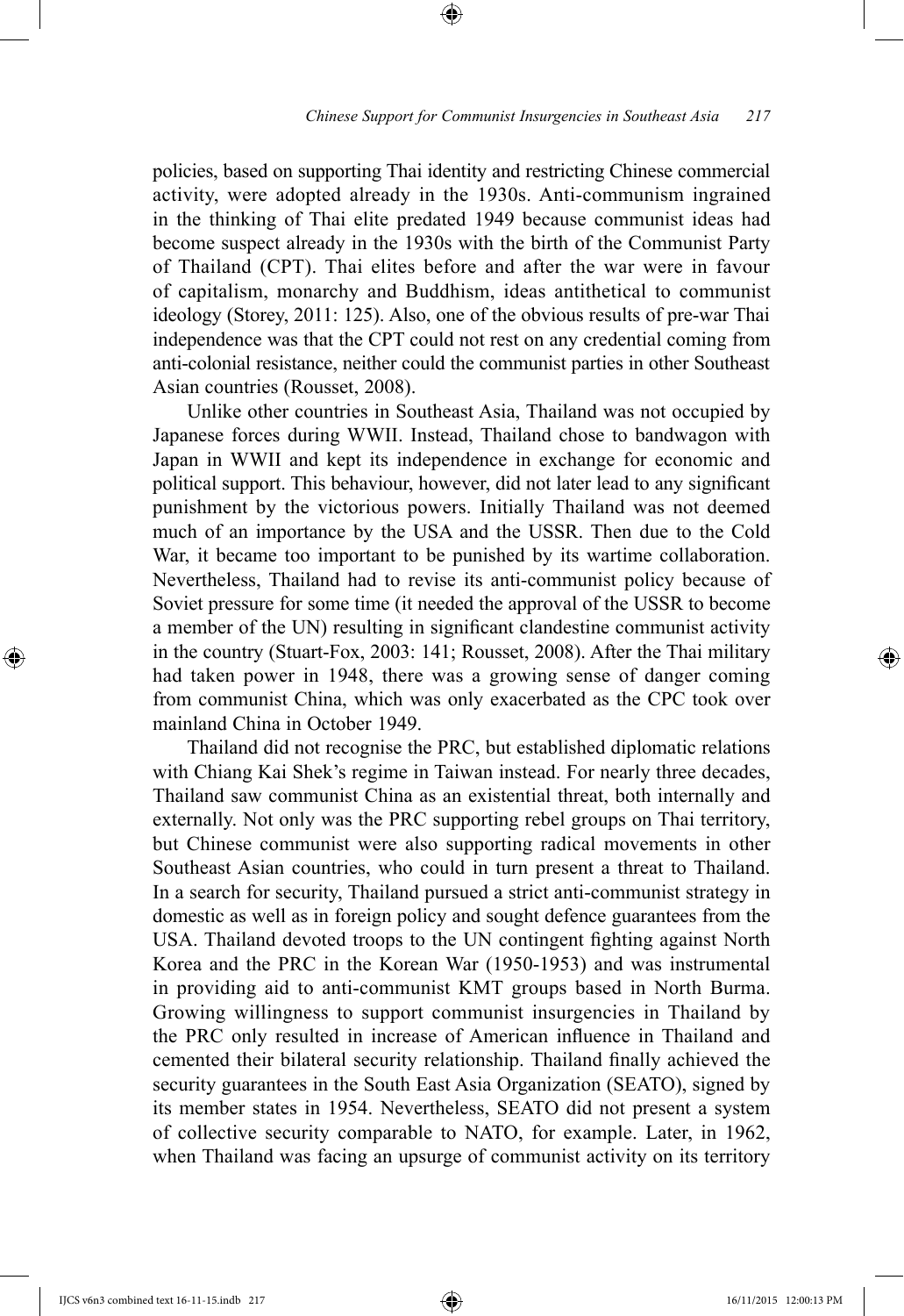policies, based on supporting Thai identity and restricting Chinese commercial activity, were adopted already in the 1930s. Anti-communism ingrained in the thinking of Thai elite predated 1949 because communist ideas had become suspect already in the 1930s with the birth of the Communist Party of Thailand (CPT). Thai elites before and after the war were in favour of capitalism, monarchy and Buddhism, ideas antithetical to communist ideology (Storey, 2011: 125). Also, one of the obvious results of pre-war Thai independence was that the CPT could not rest on any credential coming from anti-colonial resistance, neither could the communist parties in other Southeast Asian countries (Rousset, 2008).

Unlike other countries in Southeast Asia, Thailand was not occupied by Japanese forces during WWII. Instead, Thailand chose to bandwagon with Japan in WWII and kept its independence in exchange for economic and political support. This behaviour, however, did not later lead to any significant punishment by the victorious powers. Initially Thailand was not deemed much of an importance by the USA and the USSR. Then due to the Cold War, it became too important to be punished by its wartime collaboration. Nevertheless, Thailand had to revise its anti-communist policy because of Soviet pressure for some time (it needed the approval of the USSR to become a member of the UN) resulting in significant clandestine communist activity in the country (Stuart-Fox, 2003: 141; Rousset, 2008). After the Thai military had taken power in 1948, there was a growing sense of danger coming from communist China, which was only exacerbated as the CPC took over mainland China in October 1949.

Thailand did not recognise the PRC, but established diplomatic relations with Chiang Kai Shek's regime in Taiwan instead. For nearly three decades, Thailand saw communist China as an existential threat, both internally and externally. Not only was the PRC supporting rebel groups on Thai territory, but Chinese communist were also supporting radical movements in other Southeast Asian countries, who could in turn present a threat to Thailand. In a search for security, Thailand pursued a strict anti-communist strategy in domestic as well as in foreign policy and sought defence guarantees from the USA. Thailand devoted troops to the UN contingent fighting against North Korea and the PRC in the Korean War (1950-1953) and was instrumental in providing aid to anti-communist KMT groups based in North Burma. Growing willingness to support communist insurgencies in Thailand by the PRC only resulted in increase of American influence in Thailand and cemented their bilateral security relationship. Thailand finally achieved the security guarantees in the South East Asia Organization (SEATO), signed by its member states in 1954. Nevertheless, SEATO did not present a system of collective security comparable to NATO, for example. Later, in 1962, when Thailand was facing an upsurge of communist activity on its territory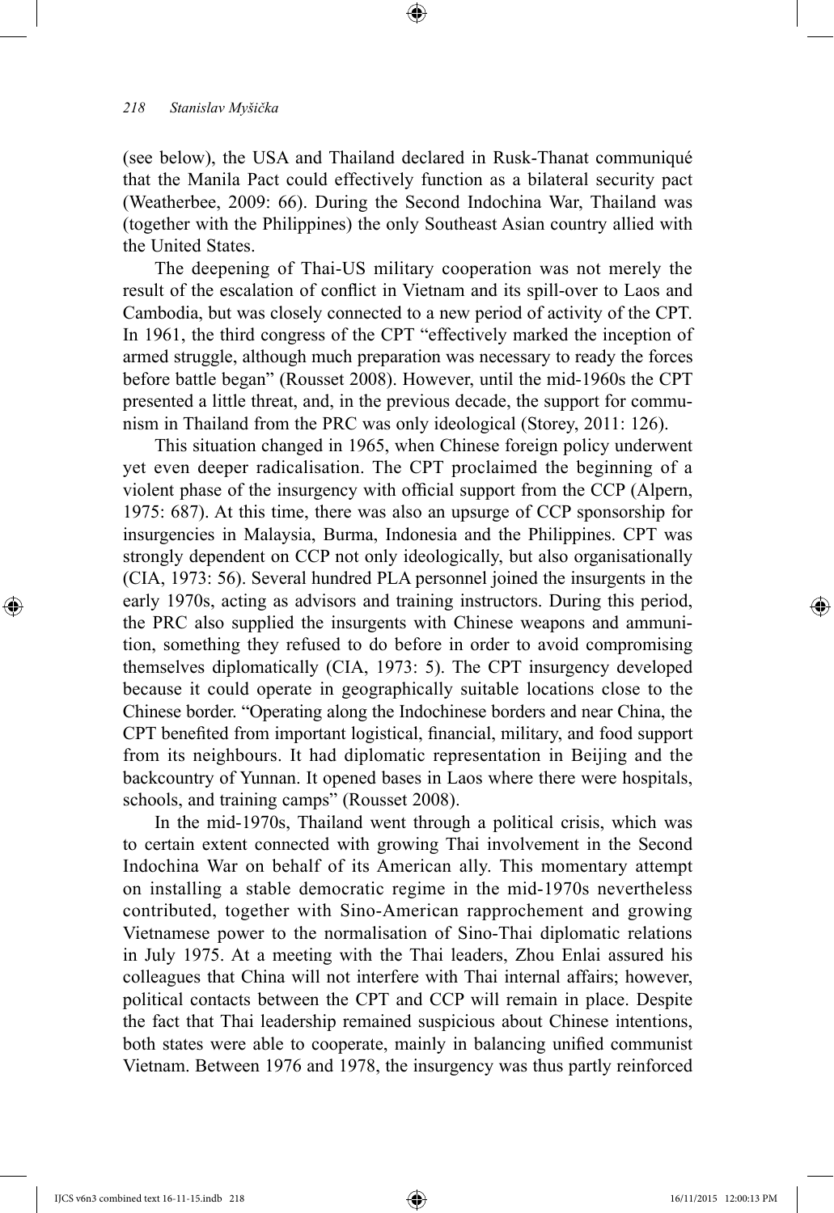(see below), the USA and Thailand declared in Rusk-Thanat communiqué that the Manila Pact could effectively function as a bilateral security pact (Weatherbee, 2009: 66). During the Second Indochina War, Thailand was (together with the Philippines) the only Southeast Asian country allied with the United States.

The deepening of Thai-US military cooperation was not merely the result of the escalation of conflict in Vietnam and its spill-over to Laos and Cambodia, but was closely connected to a new period of activity of the CPT. In 1961, the third congress of the CPT "effectively marked the inception of armed struggle, although much preparation was necessary to ready the forces before battle began" (Rousset 2008). However, until the mid-1960s the CPT presented a little threat, and, in the previous decade, the support for communism in Thailand from the PRC was only ideological (Storey, 2011: 126).

This situation changed in 1965, when Chinese foreign policy underwent yet even deeper radicalisation. The CPT proclaimed the beginning of a violent phase of the insurgency with official support from the CCP (Alpern, 1975: 687). At this time, there was also an upsurge of CCP sponsorship for insurgencies in Malaysia, Burma, Indonesia and the Philippines. CPT was strongly dependent on CCP not only ideologically, but also organisationally (CIA, 1973: 56). Several hundred PLA personnel joined the insurgents in the early 1970s, acting as advisors and training instructors. During this period, the PRC also supplied the insurgents with Chinese weapons and ammunition, something they refused to do before in order to avoid compromising themselves diplomatically (CIA, 1973: 5). The CPT insurgency developed because it could operate in geographically suitable locations close to the Chinese border. "Operating along the Indochinese borders and near China, the CPT benefited from important logistical, financial, military, and food support from its neighbours. It had diplomatic representation in Beijing and the backcountry of Yunnan. It opened bases in Laos where there were hospitals, schools, and training camps" (Rousset 2008).

In the mid-1970s, Thailand went through a political crisis, which was to certain extent connected with growing Thai involvement in the Second Indochina War on behalf of its American ally. This momentary attempt on installing a stable democratic regime in the mid-1970s nevertheless contributed, together with Sino-American rapprochement and growing Vietnamese power to the normalisation of Sino-Thai diplomatic relations in July 1975. At a meeting with the Thai leaders, Zhou Enlai assured his colleagues that China will not interfere with Thai internal affairs; however, political contacts between the CPT and CCP will remain in place. Despite the fact that Thai leadership remained suspicious about Chinese intentions, both states were able to cooperate, mainly in balancing unified communist Vietnam. Between 1976 and 1978, the insurgency was thus partly reinforced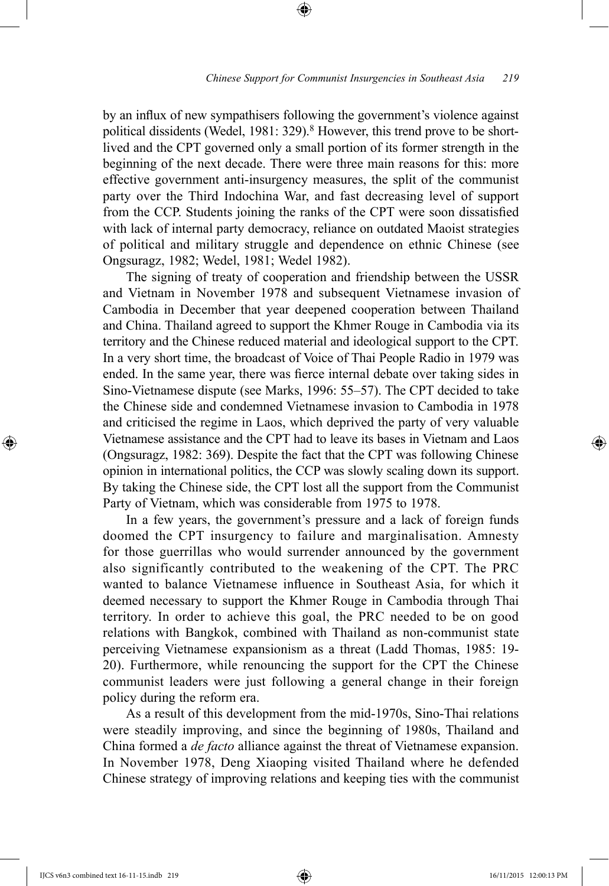by an influx of new sympathisers following the government's violence against political dissidents (Wedel, 1981: 329).[8] However, this trend prove to be short-lived and the CPT governed only a small portion of its former strength in the beginning of the next decade. There were three main reasons for this: more effective government anti-insurgency measures, the split of the communist party over the Third Indochina War, and fast decreasing level of support from the CCP. Students joining the ranks of the CPT were soon dissatisfied with lack of internal party democracy, reliance on outdated Maoist strategies of political and military struggle and dependence on ethnic Chinese (see Ongsuragz, 1982; Wedel, 1981; Wedel 1982).

The signing of treaty of cooperation and friendship between the USSR and Vietnam in November 1978 and subsequent Vietnamese invasion of Cambodia in December that year deepened cooperation between Thailand and China. Thailand agreed to support the Khmer Rouge in Cambodia via its territory and the Chinese reduced material and ideological support to the CPT. In a very short time, the broadcast of Voice of Thai People Radio in 1979 was ended. In the same year, there was fierce internal debate over taking sides in Sino-Vietnamese dispute (see Marks, 1996: 55–57). The CPT decided to take the Chinese side and condemned Vietnamese invasion to Cambodia in 1978 and criticised the regime in Laos, which deprived the party of very valuable Vietnamese assistance and the CPT had to leave its bases in Vietnam and Laos (Ongsuragz, 1982: 369). Despite the fact that the CPT was following Chinese opinion in international politics, the CCP was slowly scaling down its support. By taking the Chinese side, the CPT lost all the support from the Communist Party of Vietnam, which was considerable from 1975 to 1978.

In a few years, the government's pressure and a lack of foreign funds doomed the CPT insurgency to failure and marginalisation. Amnesty for those guerrillas who would surrender announced by the government also significantly contributed to the weakening of the CPT. The PRC wanted to balance Vietnamese influence in Southeast Asia, for which it deemed necessary to support the Khmer Rouge in Cambodia through Thai territory. In order to achieve this goal, the PRC needed to be on good relations with Bangkok, combined with Thailand as non-communist state perceiving Vietnamese expansionism as a threat (Ladd Thomas, 1985: 19-20). Furthermore, while renouncing the support for the CPT the Chinese communist leaders were just following a general change in their foreign policy during the reform era.

As a result of this development from the mid-1970s, Sino-Thai relations were steadily improving, and since the beginning of 1980s, Thailand and China formed a *de facto* alliance against the threat of Vietnamese expansion. In November 1978, Deng Xiaoping visited Thailand where he defended Chinese strategy of improving relations and keeping ties with the communist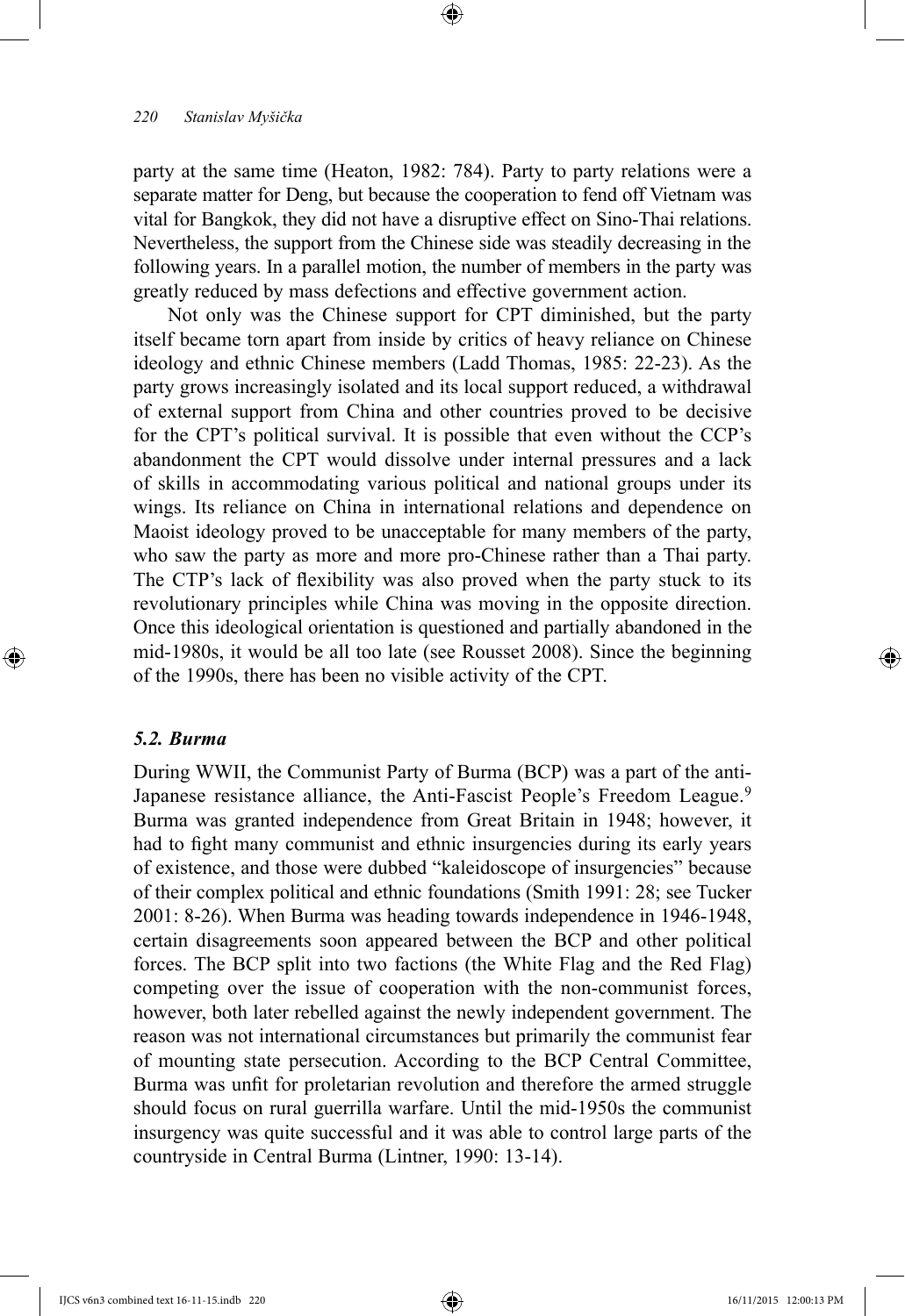party at the same time (Heaton, 1982: 784). Party to party relations were a separate matter for Deng, but because the cooperation to fend off Vietnam was vital for Bangkok, they did not have a disruptive effect on Sino-Thai relations. Nevertheless, the support from the Chinese side was steadily decreasing in the following years. In a parallel motion, the number of members in the party was greatly reduced by mass defections and effective government action.

Not only was the Chinese support for CPT diminished, but the party itself became torn apart from inside by critics of heavy reliance on Chinese ideology and ethnic Chinese members (Ladd Thomas, 1985: 22-23). As the party grows increasingly isolated and its local support reduced, a withdrawal of external support from China and other countries proved to be decisive for the CPT's political survival. It is possible that even without the CCP's abandonment the CPT would dissolve under internal pressures and a lack of skills in accommodating various political and national groups under its wings. Its reliance on China in international relations and dependence on Maoist ideology proved to be unacceptable for many members of the party, who saw the party as more and more pro-Chinese rather than a Thai party. The CTP's lack of flexibility was also proved when the party stuck to its revolutionary principles while China was moving in the opposite direction. Once this ideological orientation is questioned and partially abandoned in the mid-1980s, it would be all too late (see Rousset 2008). Since the beginning of the 1990s, there has been no visible activity of the CPT.

### *5.2. Burma*

During WWII, the Communist Party of Burma (BCP) was a part of the anti-Japanese resistance alliance, the Anti-Fascist People's Freedom League.[9] Burma was granted independence from Great Britain in 1948; however, it had to fight many communist and ethnic insurgencies during its early years of existence, and those were dubbed "kaleidoscope of insurgencies" because of their complex political and ethnic foundations (Smith 1991: 28; see Tucker 2001: 8-26). When Burma was heading towards independence in 1946-1948, certain disagreements soon appeared between the BCP and other political forces. The BCP split into two factions (the White Flag and the Red Flag) competing over the issue of cooperation with the non-communist forces, however, both later rebelled against the newly independent government. The reason was not international circumstances but primarily the communist fear of mounting state persecution. According to the BCP Central Committee, Burma was unfit for proletarian revolution and therefore the armed struggle should focus on rural guerrilla warfare. Until the mid-1950s the communist insurgency was quite successful and it was able to control large parts of the countryside in Central Burma (Lintner, 1990: 13-14).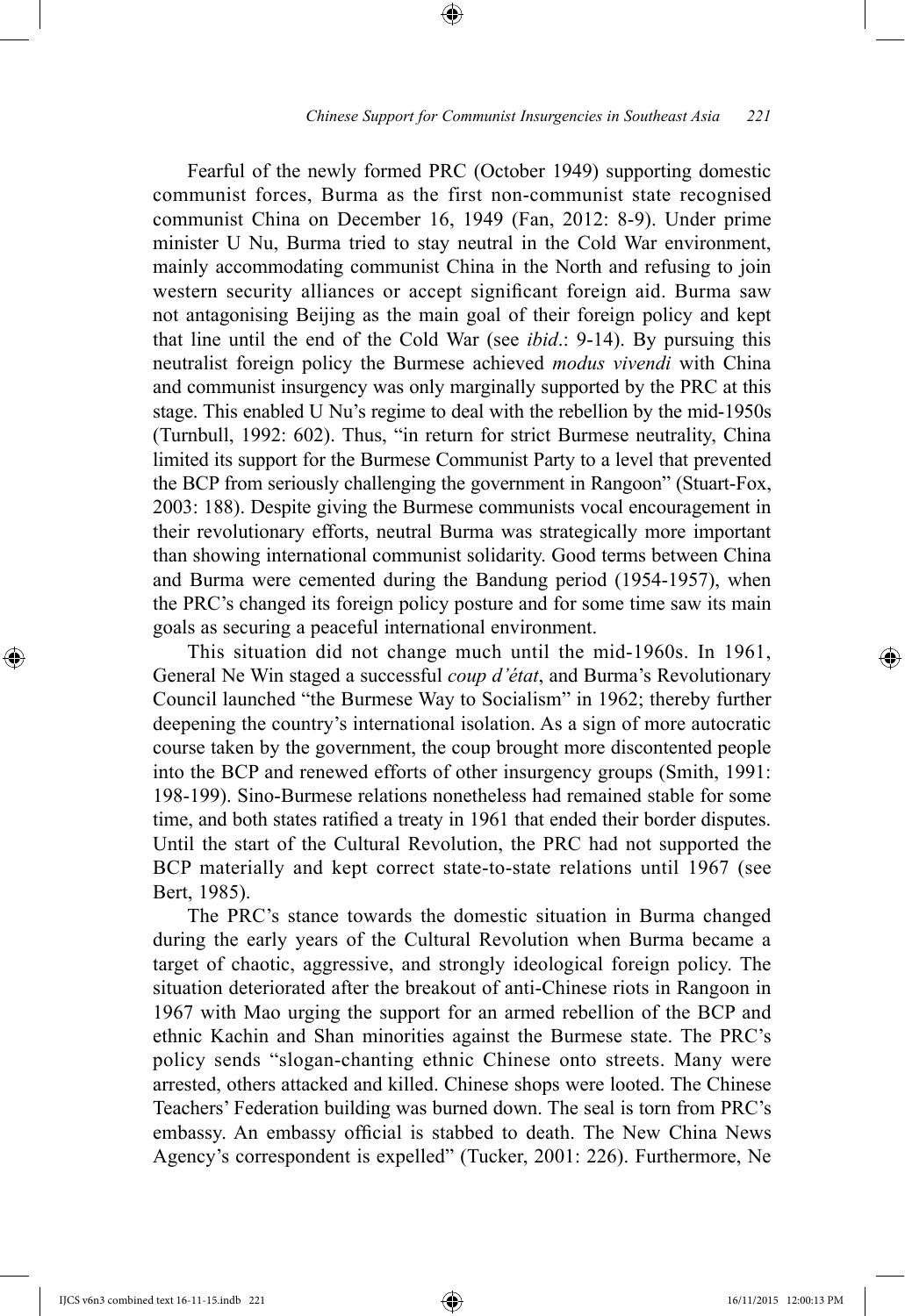Fearful of the newly formed PRC (October 1949) supporting domestic communist forces, Burma as the first non-communist state recognised communist China on December 16, 1949 (Fan, 2012: 8-9). Under prime minister U Nu, Burma tried to stay neutral in the Cold War environment, mainly accommodating communist China in the North and refusing to join western security alliances or accept significant foreign aid. Burma saw not antagonising Beijing as the main goal of their foreign policy and kept that line until the end of the Cold War (see *ibid*.: 9-14). By pursuing this neutralist foreign policy the Burmese achieved *modus vivendi* with China and communist insurgency was only marginally supported by the PRC at this stage. This enabled U Nu's regime to deal with the rebellion by the mid-1950s (Turnbull, 1992: 602). Thus, "in return for strict Burmese neutrality, China limited its support for the Burmese Communist Party to a level that prevented the BCP from seriously challenging the government in Rangoon" (Stuart-Fox, 2003: 188). Despite giving the Burmese communists vocal encouragement in their revolutionary efforts, neutral Burma was strategically more important than showing international communist solidarity. Good terms between China and Burma were cemented during the Bandung period (1954-1957), when the PRC's changed its foreign policy posture and for some time saw its main goals as securing a peaceful international environment.

This situation did not change much until the mid-1960s. In 1961, General Ne Win staged a successful *coup d'état*, and Burma's Revolutionary Council launched "the Burmese Way to Socialism" in 1962; thereby further deepening the country's international isolation. As a sign of more autocratic course taken by the government, the coup brought more discontented people into the BCP and renewed efforts of other insurgency groups (Smith, 1991: 198-199). Sino-Burmese relations nonetheless had remained stable for some time, and both states ratified a treaty in 1961 that ended their border disputes. Until the start of the Cultural Revolution, the PRC had not supported the BCP materially and kept correct state-to-state relations until 1967 (see Bert, 1985).

The PRC's stance towards the domestic situation in Burma changed during the early years of the Cultural Revolution when Burma became a target of chaotic, aggressive, and strongly ideological foreign policy. The situation deteriorated after the breakout of anti-Chinese riots in Rangoon in 1967 with Mao urging the support for an armed rebellion of the BCP and ethnic Kachin and Shan minorities against the Burmese state. The PRC's policy sends "slogan-chanting ethnic Chinese onto streets. Many were arrested, others attacked and killed. Chinese shops were looted. The Chinese Teachers' Federation building was burned down. The seal is torn from PRC's embassy. An embassy official is stabbed to death. The New China News Agency's correspondent is expelled" (Tucker, 2001: 226). Furthermore, Ne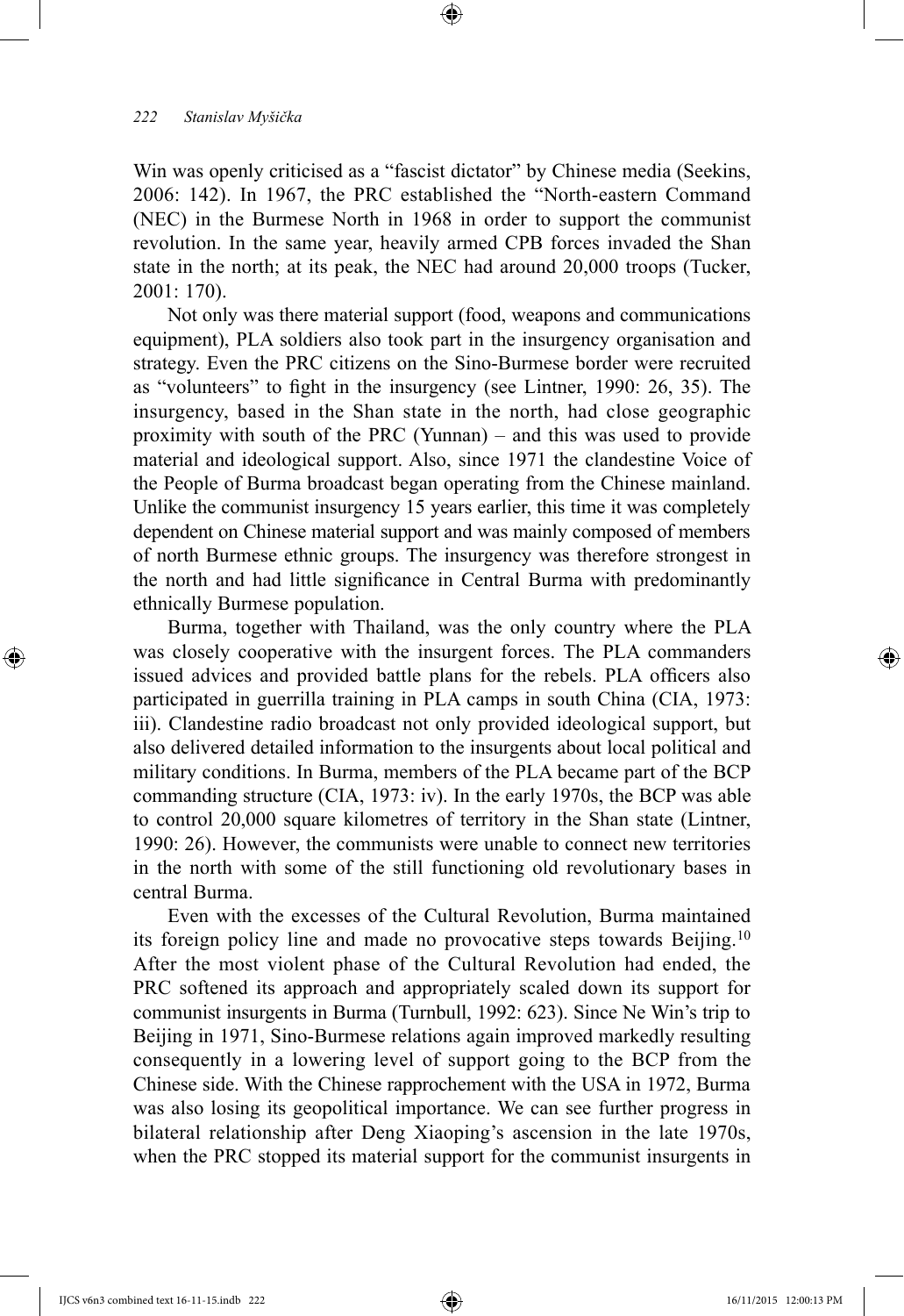Win was openly criticised as a "fascist dictator" by Chinese media (Seekins, 2006: 142). In 1967, the PRC established the "North-eastern Command (NEC) in the Burmese North in 1968 in order to support the communist revolution. In the same year, heavily armed CPB forces invaded the Shan state in the north; at its peak, the NEC had around 20,000 troops (Tucker, 2001: 170).

Not only was there material support (food, weapons and communications equipment), PLA soldiers also took part in the insurgency organisation and strategy. Even the PRC citizens on the Sino-Burmese border were recruited as "volunteers" to fight in the insurgency (see Lintner, 1990: 26, 35). The insurgency, based in the Shan state in the north, had close geographic proximity with south of the PRC (Yunnan) – and this was used to provide material and ideological support. Also, since 1971 the clandestine Voice of the People of Burma broadcast began operating from the Chinese mainland. Unlike the communist insurgency 15 years earlier, this time it was completely dependent on Chinese material support and was mainly composed of members of north Burmese ethnic groups. The insurgency was therefore strongest in the north and had little significance in Central Burma with predominantly ethnically Burmese population.

Burma, together with Thailand, was the only country where the PLA was closely cooperative with the insurgent forces. The PLA commanders issued advices and provided battle plans for the rebels. PLA officers also participated in guerrilla training in PLA camps in south China (CIA, 1973: iii). Clandestine radio broadcast not only provided ideological support, but also delivered detailed information to the insurgents about local political and military conditions. In Burma, members of the PLA became part of the BCP commanding structure (CIA, 1973: iv). In the early 1970s, the BCP was able to control 20,000 square kilometres of territory in the Shan state (Lintner, 1990: 26). However, the communists were unable to connect new territories in the north with some of the still functioning old revolutionary bases in central Burma.

Even with the excesses of the Cultural Revolution, Burma maintained its foreign policy line and made no provocative steps towards Beijing.[10] After the most violent phase of the Cultural Revolution had ended, the PRC softened its approach and appropriately scaled down its support for communist insurgents in Burma (Turnbull, 1992: 623). Since Ne Win's trip to Beijing in 1971, Sino-Burmese relations again improved markedly resulting consequently in a lowering level of support going to the BCP from the Chinese side. With the Chinese rapprochement with the USA in 1972, Burma was also losing its geopolitical importance. We can see further progress in bilateral relationship after Deng Xiaoping's ascension in the late 1970s, when the PRC stopped its material support for the communist insurgents in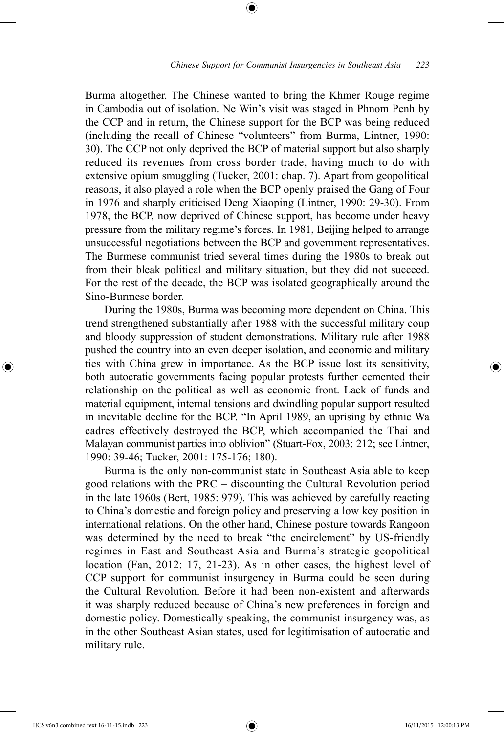Burma altogether. The Chinese wanted to bring the Khmer Rouge regime in Cambodia out of isolation. Ne Win's visit was staged in Phnom Penh by the CCP and in return, the Chinese support for the BCP was being reduced (including the recall of Chinese "volunteers" from Burma, Lintner, 1990: 30). The CCP not only deprived the BCP of material support but also sharply reduced its revenues from cross border trade, having much to do with extensive opium smuggling (Tucker, 2001: chap. 7). Apart from geopolitical reasons, it also played a role when the BCP openly praised the Gang of Four in 1976 and sharply criticised Deng Xiaoping (Lintner, 1990: 29-30). From 1978, the BCP, now deprived of Chinese support, has become under heavy pressure from the military regime's forces. In 1981, Beijing helped to arrange unsuccessful negotiations between the BCP and government representatives. The Burmese communist tried several times during the 1980s to break out from their bleak political and military situation, but they did not succeed. For the rest of the decade, the BCP was isolated geographically around the Sino-Burmese border.

During the 1980s, Burma was becoming more dependent on China. This trend strengthened substantially after 1988 with the successful military coup and bloody suppression of student demonstrations. Military rule after 1988 pushed the country into an even deeper isolation, and economic and military ties with China grew in importance. As the BCP issue lost its sensitivity, both autocratic governments facing popular protests further cemented their relationship on the political as well as economic front. Lack of funds and material equipment, internal tensions and dwindling popular support resulted in inevitable decline for the BCP. "In April 1989, an uprising by ethnic Wa cadres effectively destroyed the BCP, which accompanied the Thai and Malayan communist parties into oblivion" (Stuart-Fox, 2003: 212; see Lintner, 1990: 39-46; Tucker, 2001: 175-176; 180).

Burma is the only non-communist state in Southeast Asia able to keep good relations with the PRC – discounting the Cultural Revolution period in the late 1960s (Bert, 1985: 979). This was achieved by carefully reacting to China's domestic and foreign policy and preserving a low key position in international relations. On the other hand, Chinese posture towards Rangoon was determined by the need to break "the encirclement" by US-friendly regimes in East and Southeast Asia and Burma's strategic geopolitical location (Fan, 2012: 17, 21-23). As in other cases, the highest level of CCP support for communist insurgency in Burma could be seen during the Cultural Revolution. Before it had been non-existent and afterwards it was sharply reduced because of China's new preferences in foreign and domestic policy. Domestically speaking, the communist insurgency was, as in the other Southeast Asian states, used for legitimisation of autocratic and military rule.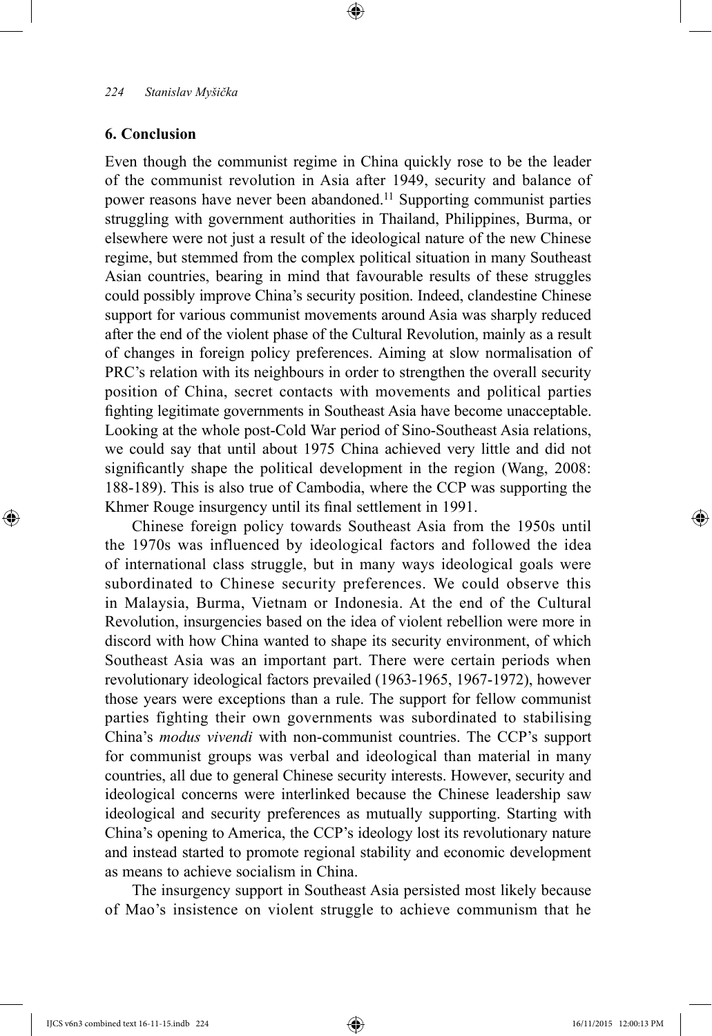## 6. Conclusion

Even though the communist regime in China quickly rose to be the leader of the communist revolution in Asia after 1949, security and balance of power reasons have never been abandoned.[11] Supporting communist parties struggling with government authorities in Thailand, Philippines, Burma, or elsewhere were not just a result of the ideological nature of the new Chinese regime, but stemmed from the complex political situation in many Southeast Asian countries, bearing in mind that favourable results of these struggles could possibly improve China's security position. Indeed, clandestine Chinese support for various communist movements around Asia was sharply reduced after the end of the violent phase of the Cultural Revolution, mainly as a result of changes in foreign policy preferences. Aiming at slow normalisation of PRC's relation with its neighbours in order to strengthen the overall security position of China, secret contacts with movements and political parties fighting legitimate governments in Southeast Asia have become unacceptable. Looking at the whole post-Cold War period of Sino-Southeast Asia relations, we could say that until about 1975 China achieved very little and did not significantly shape the political development in the region (Wang, 2008: 188-189). This is also true of Cambodia, where the CCP was supporting the Khmer Rouge insurgency until its final settlement in 1991.

Chinese foreign policy towards Southeast Asia from the 1950s until the 1970s was influenced by ideological factors and followed the idea of international class struggle, but in many ways ideological goals were subordinated to Chinese security preferences. We could observe this in Malaysia, Burma, Vietnam or Indonesia. At the end of the Cultural Revolution, insurgencies based on the idea of violent rebellion were more in discord with how China wanted to shape its security environment, of which Southeast Asia was an important part. There were certain periods when revolutionary ideological factors prevailed (1963-1965, 1967-1972), however those years were exceptions than a rule. The support for fellow communist parties fighting their own governments was subordinated to stabilising China's *modus vivendi* with non-communist countries. The CCP's support for communist groups was verbal and ideological than material in many countries, all due to general Chinese security interests. However, security and ideological concerns were interlinked because the Chinese leadership saw ideological and security preferences as mutually supporting. Starting with China's opening to America, the CCP's ideology lost its revolutionary nature and instead started to promote regional stability and economic development as means to achieve socialism in China.

The insurgency support in Southeast Asia persisted most likely because of Mao's insistence on violent struggle to achieve communism that he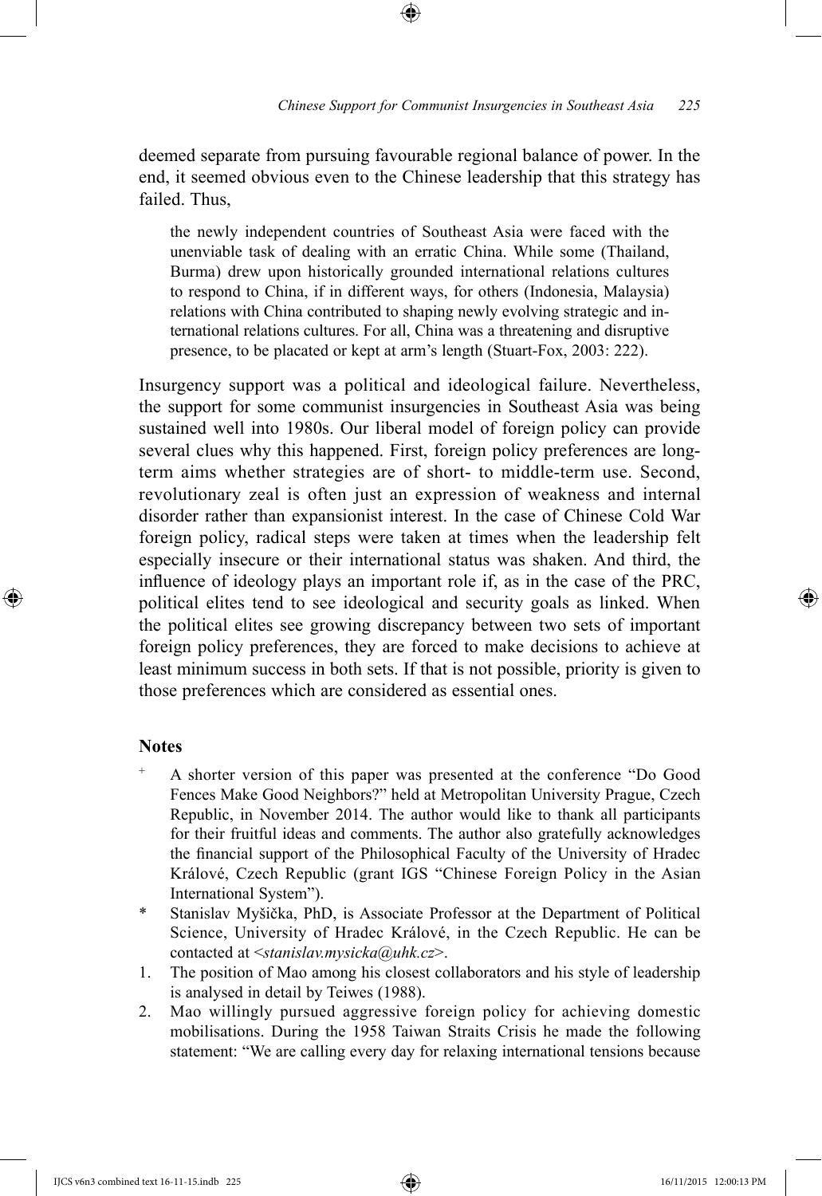deemed separate from pursuing favourable regional balance of power. In the end, it seemed obvious even to the Chinese leadership that this strategy has failed. Thus,

> the newly independent countries of Southeast Asia were faced with the unenviable task of dealing with an erratic China. While some (Thailand, Burma) drew upon historically grounded international relations cultures to respond to China, if in different ways, for others (Indonesia, Malaysia) relations with China contributed to shaping newly evolving strategic and international relations cultures. For all, China was a threatening and disruptive presence, to be placated or kept at arm's length (Stuart-Fox, 2003: 222).

Insurgency support was a political and ideological failure. Nevertheless, the support for some communist insurgencies in Southeast Asia was being sustained well into 1980s. Our liberal model of foreign policy can provide several clues why this happened. First, foreign policy preferences are long-term aims whether strategies are of short- to middle-term use. Second, revolutionary zeal is often just an expression of weakness and internal disorder rather than expansionist interest. In the case of Chinese Cold War foreign policy, radical steps were taken at times when the leadership felt especially insecure or their international status was shaken. And third, the influence of ideology plays an important role if, as in the case of the PRC, political elites tend to see ideological and security goals as linked. When the political elites see growing discrepancy between two sets of important foreign policy preferences, they are forced to make decisions to achieve at least minimum success in both sets. If that is not possible, priority is given to those preferences which are considered as essential ones.

## Notes

- [+] A shorter version of this paper was presented at the conference "Do Good Fences Make Good Neighbors?" held at Metropolitan University Prague, Czech Republic, in November 2014. The author would like to thank all participants for their fruitful ideas and comments. The author also gratefully acknowledges the financial support of the Philosophical Faculty of the University of Hradec Králové, Czech Republic (grant IGS "Chinese Foreign Policy in the Asian International System").
- \* Stanislav Myšička, PhD, is Associate Professor at the Department of Political Science, University of Hradec Králové, in the Czech Republic. He can be contacted at <*stanislav.mysicka@uhk.cz*>.

1. The position of Mao among his closest collaborators and his style of leadership is analysed in detail by Teiwes (1988).
2. Mao willingly pursued aggressive foreign policy for achieving domestic mobilisations. During the 1958 Taiwan Straits Crisis he made the following statement: "We are calling every day for relaxing international tensions because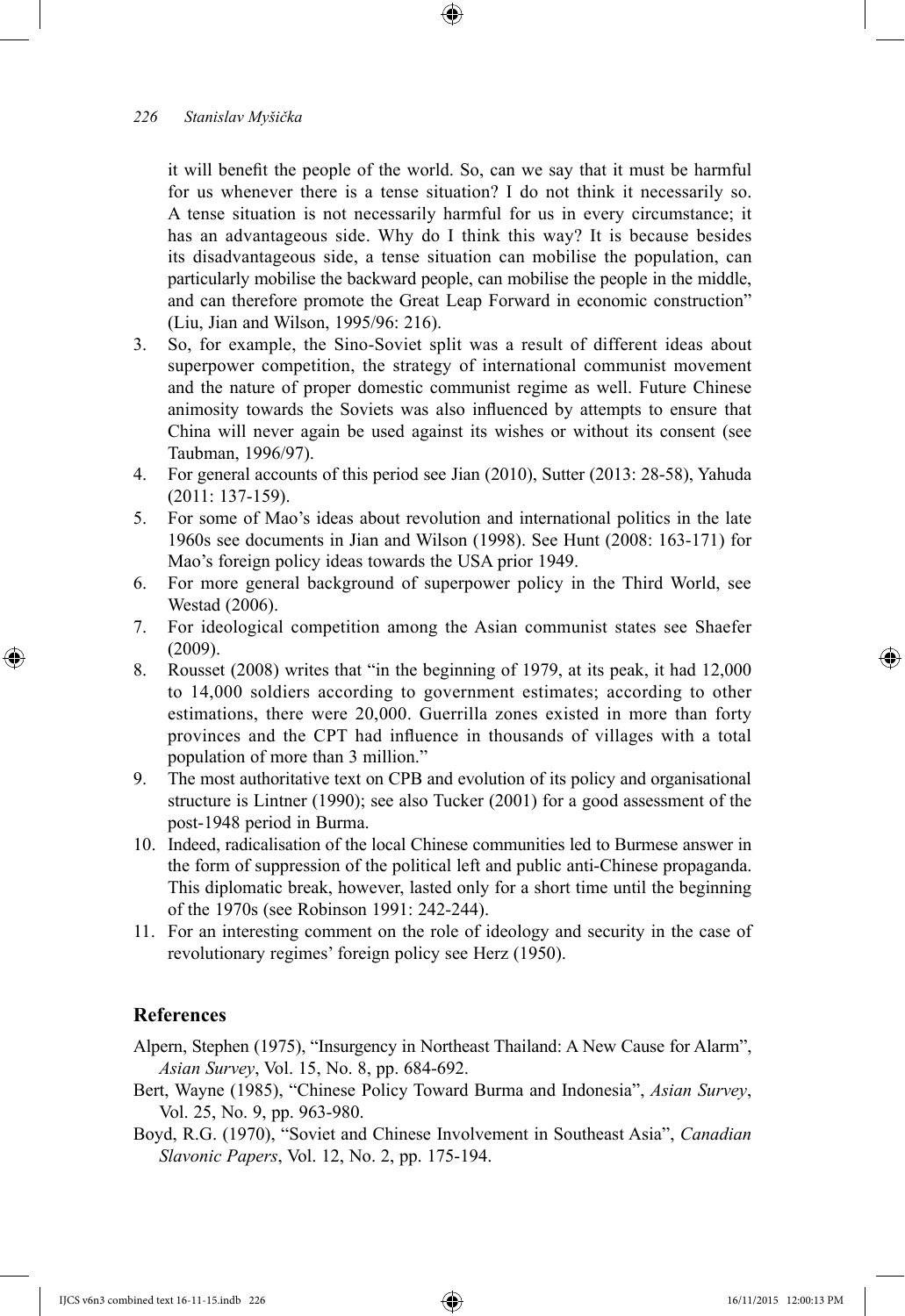it will benefit the people of the world. So, can we say that it must be harmful for us whenever there is a tense situation? I do not think it necessarily so. A tense situation is not necessarily harmful for us in every circumstance; it has an advantageous side. Why do I think this way? It is because besides its disadvantageous side, a tense situation can mobilise the population, can particularly mobilise the backward people, can mobilise the people in the middle, and can therefore promote the Great Leap Forward in economic construction" (Liu, Jian and Wilson, 1995/96: 216).

3. So, for example, the Sino-Soviet split was a result of different ideas about superpower competition, the strategy of international communist movement and the nature of proper domestic communist regime as well. Future Chinese animosity towards the Soviets was also influenced by attempts to ensure that China will never again be used against its wishes or without its consent (see Taubman, 1996/97).
4. For general accounts of this period see Jian (2010), Sutter (2013: 28-58), Yahuda (2011: 137-159).
5. For some of Mao's ideas about revolution and international politics in the late 1960s see documents in Jian and Wilson (1998). See Hunt (2008: 163-171) for Mao's foreign policy ideas towards the USA prior 1949.
6. For more general background of superpower policy in the Third World, see Westad (2006).
7. For ideological competition among the Asian communist states see Shaefer (2009).
8. Rousset (2008) writes that "in the beginning of 1979, at its peak, it had 12,000 to 14,000 soldiers according to government estimates; according to other estimations, there were 20,000. Guerrilla zones existed in more than forty provinces and the CPT had influence in thousands of villages with a total population of more than 3 million."
9. The most authoritative text on CPB and evolution of its policy and organisational structure is Lintner (1990); see also Tucker (2001) for a good assessment of the post-1948 period in Burma.
10. Indeed, radicalisation of the local Chinese communities led to Burmese answer in the form of suppression of the political left and public anti-Chinese propaganda. This diplomatic break, however, lasted only for a short time until the beginning of the 1970s (see Robinson 1991: 242-244).
11. For an interesting comment on the role of ideology and security in the case of revolutionary regimes' foreign policy see Herz (1950).

## References

Alpern, Stephen (1975), "Insurgency in Northeast Thailand: A New Cause for Alarm", *Asian Survey*, Vol. 15, No. 8, pp. 684-692.

Bert, Wayne (1985), "Chinese Policy Toward Burma and Indonesia", *Asian Survey*, Vol. 25, No. 9, pp. 963-980.

Boyd, R.G. (1970), "Soviet and Chinese Involvement in Southeast Asia", *Canadian Slavonic Papers*, Vol. 12, No. 2, pp. 175-194.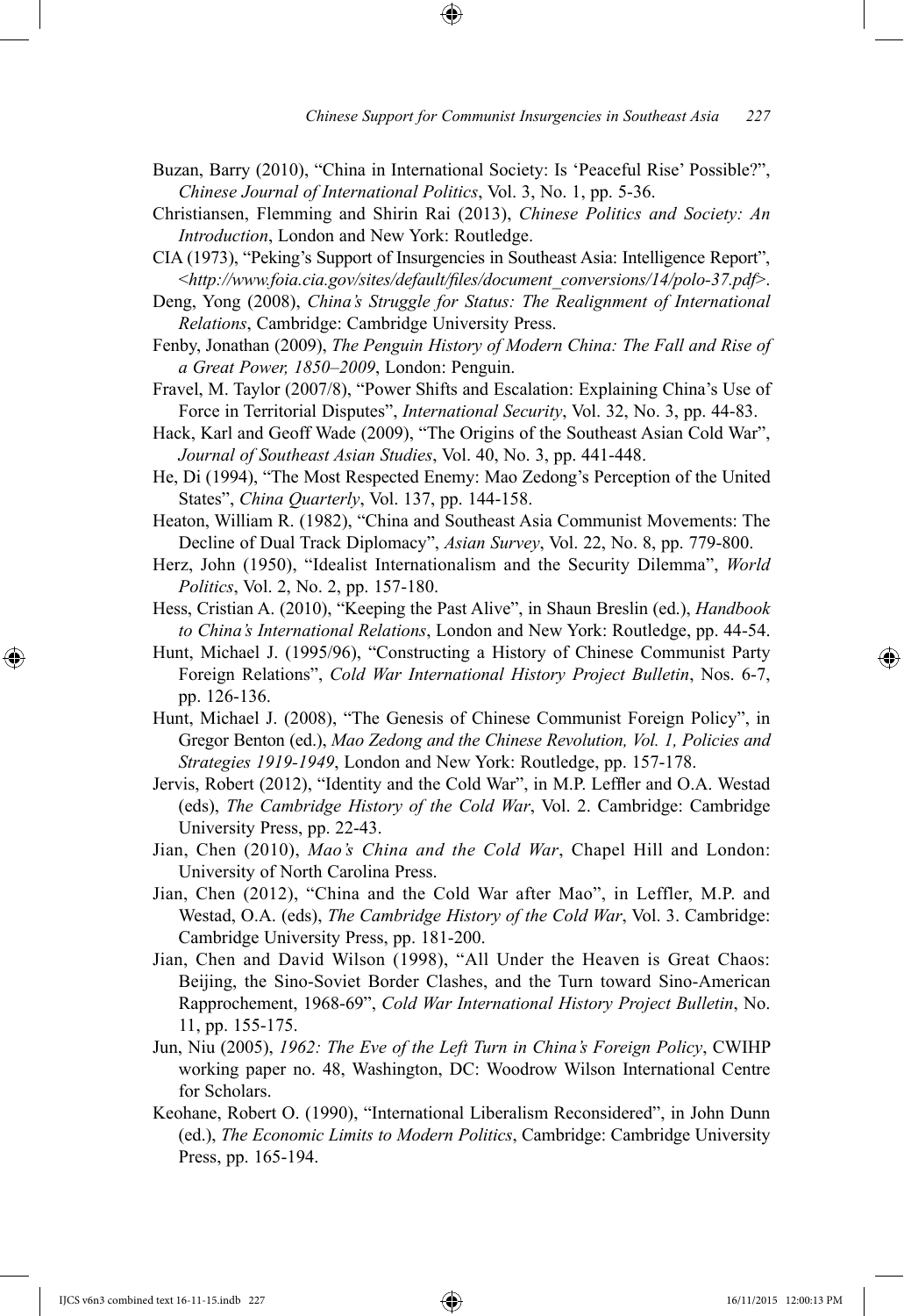Buzan, Barry (2010), "China in International Society: Is 'Peaceful Rise' Possible?", *Chinese Journal of International Politics*, Vol. 3, No. 1, pp. 5-36.

Christiansen, Flemming and Shirin Rai (2013), *Chinese Politics and Society: An Introduction*, London and New York: Routledge.

CIA (1973), "Peking's Support of Insurgencies in Southeast Asia: Intelligence Report", <*http://www.foia.cia.gov/sites/default/files/document_conversions/14/polo-37.pdf*>.

Deng, Yong (2008), *China's Struggle for Status: The Realignment of International Relations*, Cambridge: Cambridge University Press.

Fenby, Jonathan (2009), *The Penguin History of Modern China: The Fall and Rise of a Great Power, 1850–2009*, London: Penguin.

Fravel, M. Taylor (2007/8), "Power Shifts and Escalation: Explaining China's Use of Force in Territorial Disputes", *International Security*, Vol. 32, No. 3, pp. 44-83.

Hack, Karl and Geoff Wade (2009), "The Origins of the Southeast Asian Cold War", *Journal of Southeast Asian Studies*, Vol. 40, No. 3, pp. 441-448.

He, Di (1994), "The Most Respected Enemy: Mao Zedong's Perception of the United States", *China Quarterly*, Vol. 137, pp. 144-158.

Heaton, William R. (1982), "China and Southeast Asia Communist Movements: The Decline of Dual Track Diplomacy", *Asian Survey*, Vol. 22, No. 8, pp. 779-800.

Herz, John (1950), "Idealist Internationalism and the Security Dilemma", *World Politics*, Vol. 2, No. 2, pp. 157-180.

Hess, Cristian A. (2010), "Keeping the Past Alive", in Shaun Breslin (ed.), *Handbook to China's International Relations*, London and New York: Routledge, pp. 44-54.

Hunt, Michael J. (1995/96), "Constructing a History of Chinese Communist Party Foreign Relations", *Cold War International History Project Bulletin*, Nos. 6-7, pp. 126-136.

Hunt, Michael J. (2008), "The Genesis of Chinese Communist Foreign Policy", in Gregor Benton (ed.), *Mao Zedong and the Chinese Revolution, Vol. 1, Policies and Strategies 1919-1949*, London and New York: Routledge, pp. 157-178.

Jervis, Robert (2012), "Identity and the Cold War", in M.P. Leffler and O.A. Westad (eds), *The Cambridge History of the Cold War*, Vol. 2. Cambridge: Cambridge University Press, pp. 22-43.

Jian, Chen (2010), *Mao's China and the Cold War*, Chapel Hill and London: University of North Carolina Press.

Jian, Chen (2012), "China and the Cold War after Mao", in Leffler, M.P. and Westad, O.A. (eds), *The Cambridge History of the Cold War*, Vol. 3. Cambridge: Cambridge University Press, pp. 181-200.

Jian, Chen and David Wilson (1998), "All Under the Heaven is Great Chaos: Beijing, the Sino-Soviet Border Clashes, and the Turn toward Sino-American Rapprochement, 1968-69", *Cold War International History Project Bulletin*, No. 11, pp. 155-175.

Jun, Niu (2005), *1962: The Eve of the Left Turn in China's Foreign Policy*, CWIHP working paper no. 48, Washington, DC: Woodrow Wilson International Centre for Scholars.

Keohane, Robert O. (1990), "International Liberalism Reconsidered", in John Dunn (ed.), *The Economic Limits to Modern Politics*, Cambridge: Cambridge University Press, pp. 165-194.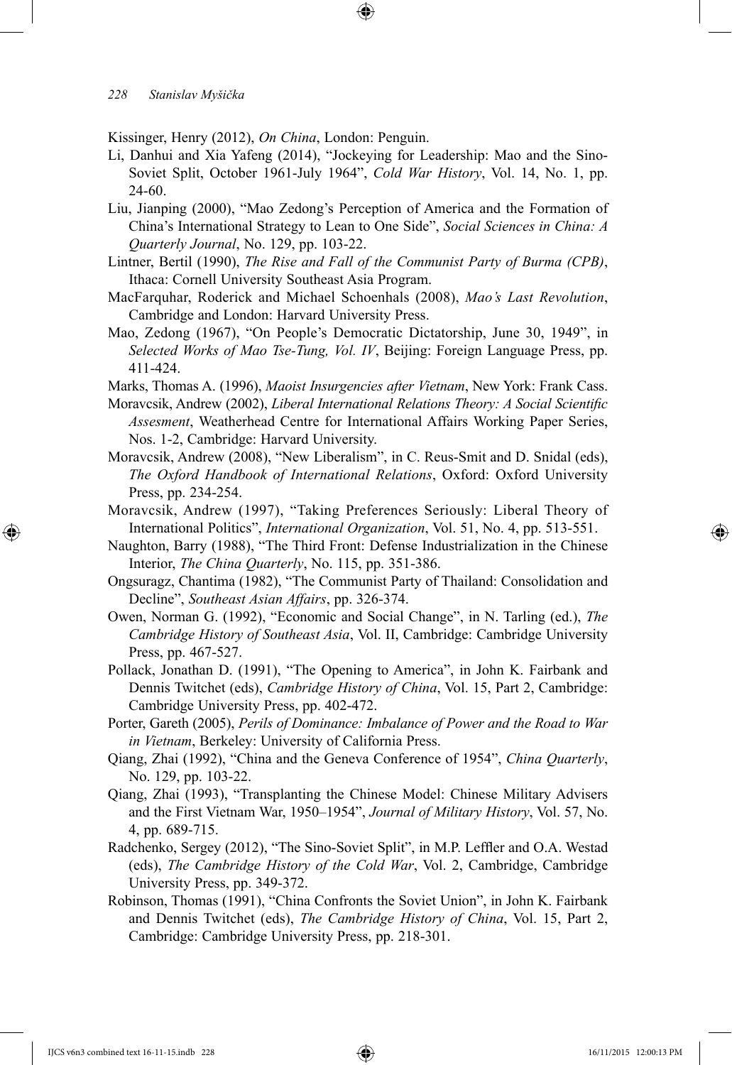Kissinger, Henry (2012), *On China*, London: Penguin.

Li, Danhui and Xia Yafeng (2014), "Jockeying for Leadership: Mao and the Sino-Soviet Split, October 1961-July 1964", *Cold War History*, Vol. 14, No. 1, pp. 24-60.

Liu, Jianping (2000), "Mao Zedong's Perception of America and the Formation of China's International Strategy to Lean to One Side", *Social Sciences in China: A Quarterly Journal*, No. 129, pp. 103-22.

Lintner, Bertil (1990), *The Rise and Fall of the Communist Party of Burma (CPB)*, Ithaca: Cornell University Southeast Asia Program.

MacFarquhar, Roderick and Michael Schoenhals (2008), *Mao's Last Revolution*, Cambridge and London: Harvard University Press.

Mao, Zedong (1967), "On People's Democratic Dictatorship, June 30, 1949", in *Selected Works of Mao Tse-Tung, Vol. IV*, Beijing: Foreign Language Press, pp. 411-424.

Marks, Thomas A. (1996), *Maoist Insurgencies after Vietnam*, New York: Frank Cass.

Moravcsik, Andrew (2002), *Liberal International Relations Theory: A Social Scientific Assesment*, Weatherhead Centre for International Affairs Working Paper Series, Nos. 1-2, Cambridge: Harvard University.

Moravcsik, Andrew (2008), "New Liberalism", in C. Reus-Smit and D. Snidal (eds), *The Oxford Handbook of International Relations*, Oxford: Oxford University Press, pp. 234-254.

Moravcsik, Andrew (1997), "Taking Preferences Seriously: Liberal Theory of International Politics", *International Organization*, Vol. 51, No. 4, pp. 513-551.

Naughton, Barry (1988), "The Third Front: Defense Industrialization in the Chinese Interior, *The China Quarterly*, No. 115, pp. 351-386.

Ongsuragz, Chantima (1982), "The Communist Party of Thailand: Consolidation and Decline", *Southeast Asian Affairs*, pp. 326-374.

Owen, Norman G. (1992), "Economic and Social Change", in N. Tarling (ed.), *The Cambridge History of Southeast Asia*, Vol. II, Cambridge: Cambridge University Press, pp. 467-527.

Pollack, Jonathan D. (1991), "The Opening to America", in John K. Fairbank and Dennis Twitchet (eds), *Cambridge History of China*, Vol. 15, Part 2, Cambridge: Cambridge University Press, pp. 402-472.

Porter, Gareth (2005), *Perils of Dominance: Imbalance of Power and the Road to War in Vietnam*, Berkeley: University of California Press.

Qiang, Zhai (1992), "China and the Geneva Conference of 1954", *China Quarterly*, No. 129, pp. 103-22.

Qiang, Zhai (1993), "Transplanting the Chinese Model: Chinese Military Advisers and the First Vietnam War, 1950–1954", *Journal of Military History*, Vol. 57, No. 4, pp. 689-715.

Radchenko, Sergey (2012), "The Sino-Soviet Split", in M.P. Leffler and O.A. Westad (eds), *The Cambridge History of the Cold War*, Vol. 2, Cambridge, Cambridge University Press, pp. 349-372.

Robinson, Thomas (1991), "China Confronts the Soviet Union", in John K. Fairbank and Dennis Twitchet (eds), *The Cambridge History of China*, Vol. 15, Part 2, Cambridge: Cambridge University Press, pp. 218-301.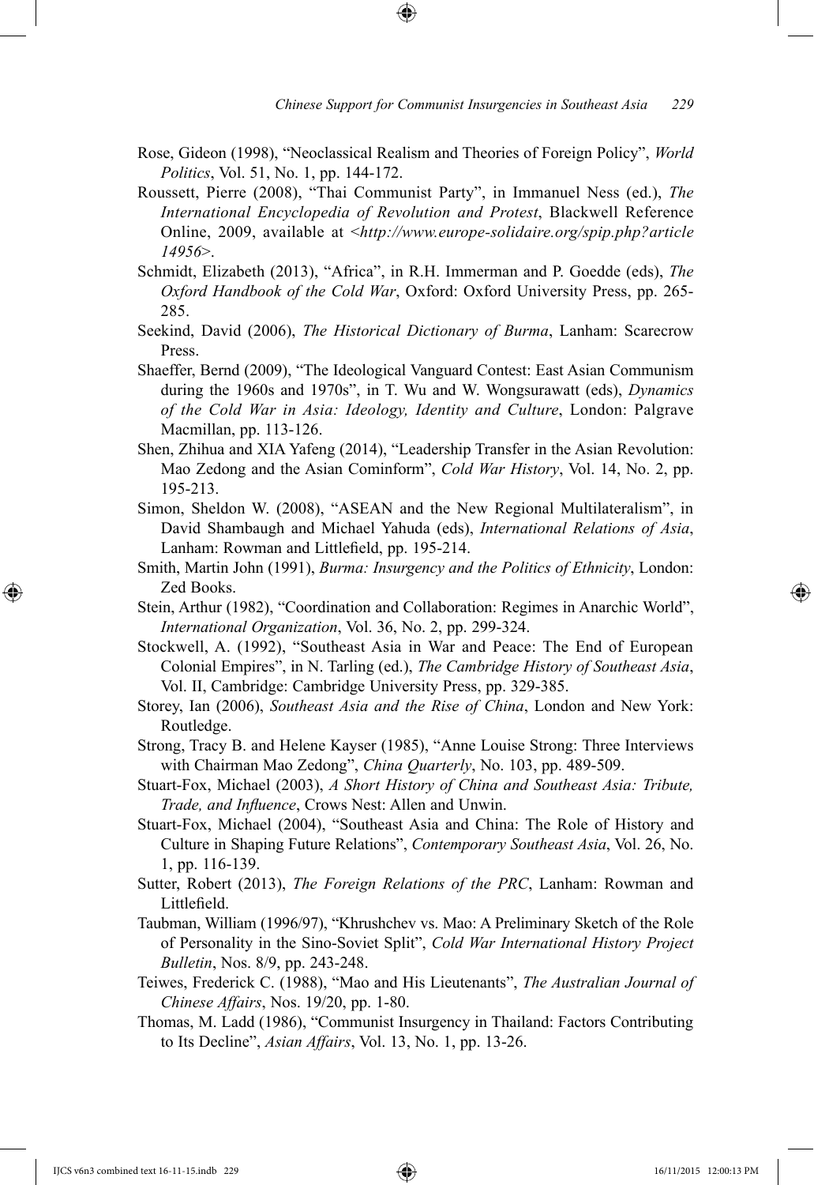Rose, Gideon (1998), "Neoclassical Realism and Theories of Foreign Policy", *World Politics*, Vol. 51, No. 1, pp. 144-172.

Roussett, Pierre (2008), "Thai Communist Party", in Immanuel Ness (ed.), *The International Encyclopedia of Revolution and Protest*, Blackwell Reference Online, 2009, available at <*http://www.europe-solidaire.org/spip.php?article 14956*>.

Schmidt, Elizabeth (2013), "Africa", in R.H. Immerman and P. Goedde (eds), *The Oxford Handbook of the Cold War*, Oxford: Oxford University Press, pp. 265-285.

Seekind, David (2006), *The Historical Dictionary of Burma*, Lanham: Scarecrow Press.

Shaeffer, Bernd (2009), "The Ideological Vanguard Contest: East Asian Communism during the 1960s and 1970s", in T. Wu and W. Wongsurawatt (eds), *Dynamics of the Cold War in Asia: Ideology, Identity and Culture*, London: Palgrave Macmillan, pp. 113-126.

Shen, Zhihua and XIA Yafeng (2014), "Leadership Transfer in the Asian Revolution: Mao Zedong and the Asian Cominform", *Cold War History*, Vol. 14, No. 2, pp. 195-213.

Simon, Sheldon W. (2008), "ASEAN and the New Regional Multilateralism", in David Shambaugh and Michael Yahuda (eds), *International Relations of Asia*, Lanham: Rowman and Littlefield, pp. 195-214.

Smith, Martin John (1991), *Burma: Insurgency and the Politics of Ethnicity*, London: Zed Books.

Stein, Arthur (1982), "Coordination and Collaboration: Regimes in Anarchic World", *International Organization*, Vol. 36, No. 2, pp. 299-324.

Stockwell, A. (1992), "Southeast Asia in War and Peace: The End of European Colonial Empires", in N. Tarling (ed.), *The Cambridge History of Southeast Asia*, Vol. II, Cambridge: Cambridge University Press, pp. 329-385.

Storey, Ian (2006), *Southeast Asia and the Rise of China*, London and New York: Routledge.

Strong, Tracy B. and Helene Kayser (1985), "Anne Louise Strong: Three Interviews with Chairman Mao Zedong", *China Quarterly*, No. 103, pp. 489-509.

Stuart-Fox, Michael (2003), *A Short History of China and Southeast Asia: Tribute, Trade, and Influence*, Crows Nest: Allen and Unwin.

Stuart-Fox, Michael (2004), "Southeast Asia and China: The Role of History and Culture in Shaping Future Relations", *Contemporary Southeast Asia*, Vol. 26, No. 1, pp. 116-139.

Sutter, Robert (2013), *The Foreign Relations of the PRC*, Lanham: Rowman and Littlefield.

Taubman, William (1996/97), "Khrushchev vs. Mao: A Preliminary Sketch of the Role of Personality in the Sino-Soviet Split", *Cold War International History Project Bulletin*, Nos. 8/9, pp. 243-248.

Teiwes, Frederick C. (1988), "Mao and His Lieutenants", *The Australian Journal of Chinese Affairs*, Nos. 19/20, pp. 1-80.

Thomas, M. Ladd (1986), "Communist Insurgency in Thailand: Factors Contributing to Its Decline", *Asian Affairs*, Vol. 13, No. 1, pp. 13-26.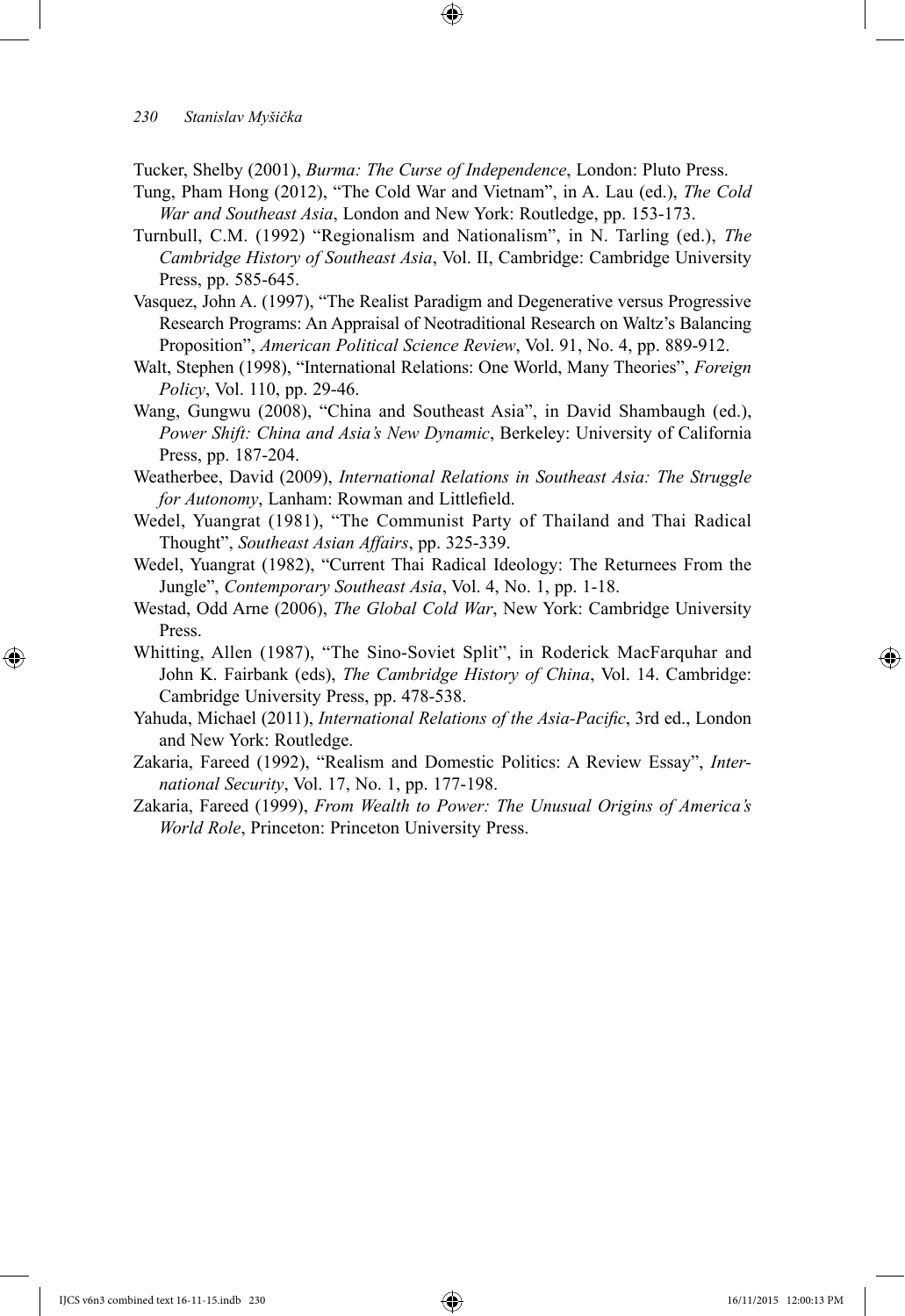Tucker, Shelby (2001), *Burma: The Curse of Independence*, London: Pluto Press.

Tung, Pham Hong (2012), "The Cold War and Vietnam", in A. Lau (ed.), *The Cold War and Southeast Asia*, London and New York: Routledge, pp. 153-173.

Turnbull, C.M. (1992) "Regionalism and Nationalism", in N. Tarling (ed.), *The Cambridge History of Southeast Asia*, Vol. II, Cambridge: Cambridge University Press, pp. 585-645.

Vasquez, John A. (1997), "The Realist Paradigm and Degenerative versus Progressive Research Programs: An Appraisal of Neotraditional Research on Waltz's Balancing Proposition", *American Political Science Review*, Vol. 91, No. 4, pp. 889-912.

Walt, Stephen (1998), "International Relations: One World, Many Theories", *Foreign Policy*, Vol. 110, pp. 29-46.

Wang, Gungwu (2008), "China and Southeast Asia", in David Shambaugh (ed.), *Power Shift: China and Asia's New Dynamic*, Berkeley: University of California Press, pp. 187-204.

Weatherbee, David (2009), *International Relations in Southeast Asia: The Struggle for Autonomy*, Lanham: Rowman and Littlefield.

Wedel, Yuangrat (1981), "The Communist Party of Thailand and Thai Radical Thought", *Southeast Asian Affairs*, pp. 325-339.

Wedel, Yuangrat (1982), "Current Thai Radical Ideology: The Returnees From the Jungle", *Contemporary Southeast Asia*, Vol. 4, No. 1, pp. 1-18.

Westad, Odd Arne (2006), *The Global Cold War*, New York: Cambridge University Press.

Whitting, Allen (1987), "The Sino-Soviet Split", in Roderick MacFarquhar and John K. Fairbank (eds), *The Cambridge History of China*, Vol. 14. Cambridge: Cambridge University Press, pp. 478-538.

Yahuda, Michael (2011), *International Relations of the Asia-Pacific*, 3rd ed., London and New York: Routledge.

Zakaria, Fareed (1992), "Realism and Domestic Politics: A Review Essay", *International Security*, Vol. 17, No. 1, pp. 177-198.

Zakaria, Fareed (1999), *From Wealth to Power: The Unusual Origins of America's World Role*, Princeton: Princeton University Press.